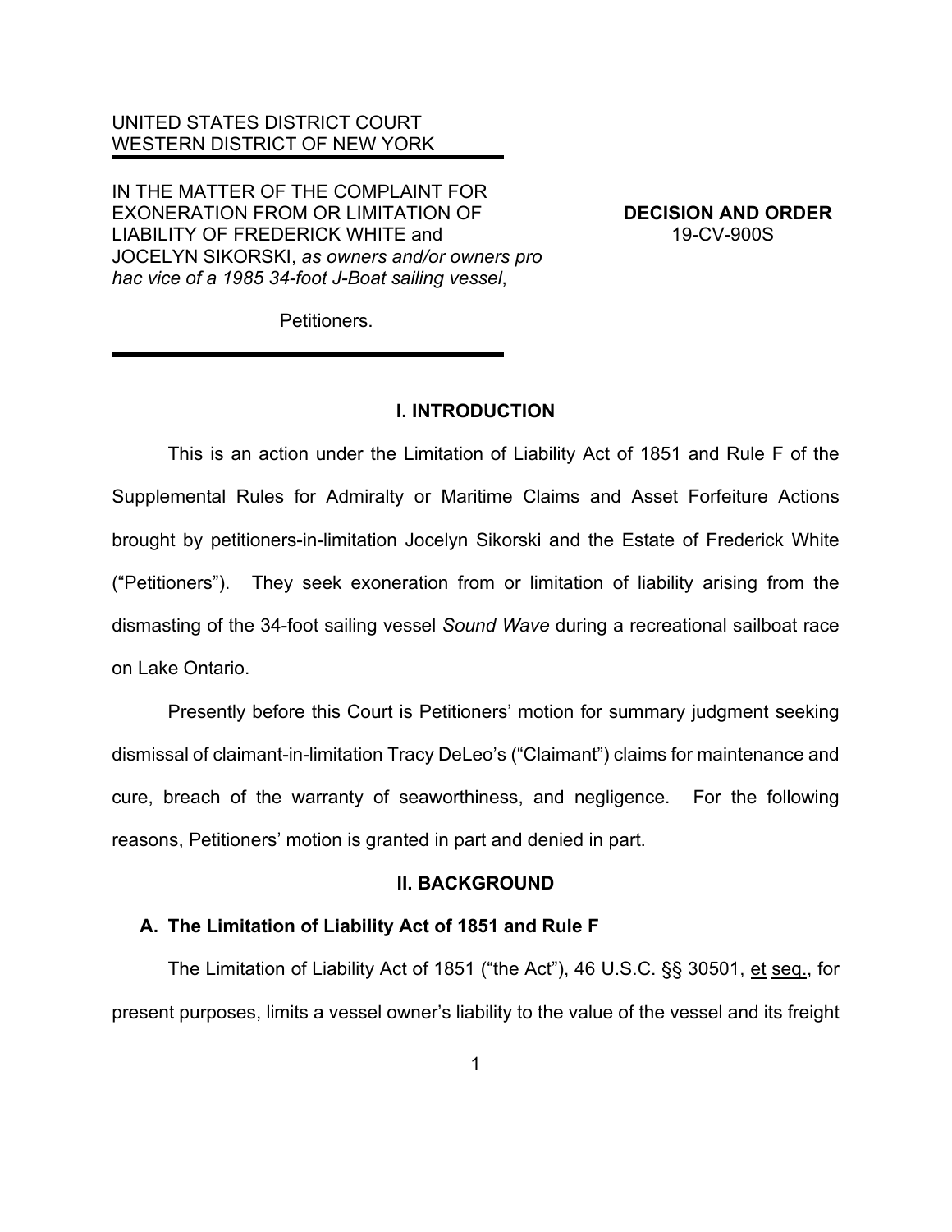UNITED STATES DISTRICT COURT
WESTERN DISTRICT OF NEW YORK

IN THE MATTER OF THE COMPLAINT FOR EXONERATION FROM OR LIMITATION OF LIABILITY OF FREDERICK WHITE and JOCELYN SIKORSKI, *as owners and/or owners pro hac vice of a 1985 34-foot J-Boat sailing vessel*,

Petitioners.

**DECISION AND ORDER**
19-CV-900S

## I. INTRODUCTION

This is an action under the Limitation of Liability Act of 1851 and Rule F of the Supplemental Rules for Admiralty or Maritime Claims and Asset Forfeiture Actions brought by petitioners-in-limitation Jocelyn Sikorski and the Estate of Frederick White ("Petitioners"). They seek exoneration from or limitation of liability arising from the dismasting of the 34-foot sailing vessel *Sound Wave* during a recreational sailboat race on Lake Ontario.

Presently before this Court is Petitioners' motion for summary judgment seeking dismissal of claimant-in-limitation Tracy DeLeo's ("Claimant") claims for maintenance and cure, breach of the warranty of seaworthiness, and negligence. For the following reasons, Petitioners' motion is granted in part and denied in part.

## II. BACKGROUND

### A. The Limitation of Liability Act of 1851 and Rule F

The Limitation of Liability Act of 1851 ("the Act"), 46 U.S.C. §§ 30501, et seq., for present purposes, limits a vessel owner's liability to the value of the vessel and its freight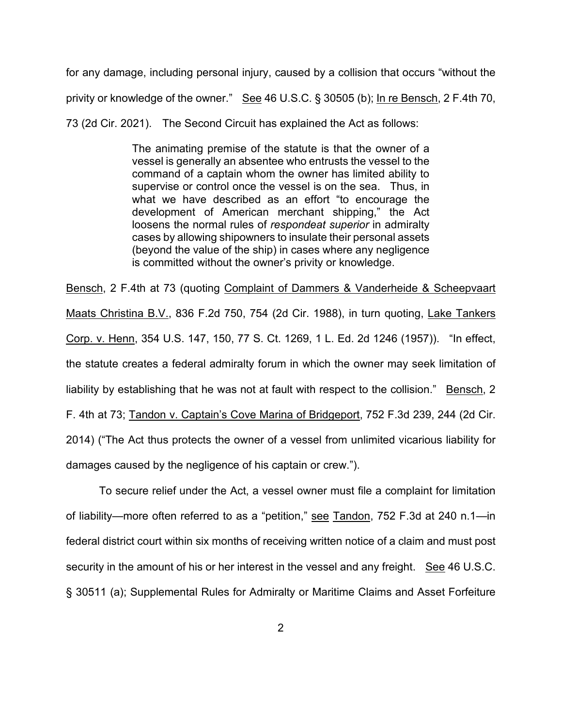for any damage, including personal injury, caused by a collision that occurs "without the privity or knowledge of the owner." See 46 U.S.C. § 30505 (b); In re Bensch, 2 F.4th 70, 73 (2d Cir. 2021). The Second Circuit has explained the Act as follows:

> The animating premise of the statute is that the owner of a vessel is generally an absentee who entrusts the vessel to the command of a captain whom the owner has limited ability to supervise or control once the vessel is on the sea. Thus, in what we have described as an effort "to encourage the development of American merchant shipping," the Act loosens the normal rules of *respondeat superior* in admiralty cases by allowing shipowners to insulate their personal assets (beyond the value of the ship) in cases where any negligence is committed without the owner's privity or knowledge.

Bensch, 2 F.4th at 73 (quoting Complaint of Dammers & Vanderheide & Scheepvaart Maats Christina B.V., 836 F.2d 750, 754 (2d Cir. 1988), in turn quoting, Lake Tankers Corp. v. Henn, 354 U.S. 147, 150, 77 S. Ct. 1269, 1 L. Ed. 2d 1246 (1957)). "In effect, the statute creates a federal admiralty forum in which the owner may seek limitation of liability by establishing that he was not at fault with respect to the collision." Bensch, 2 F. 4th at 73; Tandon v. Captain's Cove Marina of Bridgeport, 752 F.3d 239, 244 (2d Cir. 2014) ("The Act thus protects the owner of a vessel from unlimited vicarious liability for damages caused by the negligence of his captain or crew.").

To secure relief under the Act, a vessel owner must file a complaint for limitation of liability—more often referred to as a "petition," see Tandon, 752 F.3d at 240 n.1—in federal district court within six months of receiving written notice of a claim and must post security in the amount of his or her interest in the vessel and any freight. See 46 U.S.C. § 30511 (a); Supplemental Rules for Admiralty or Maritime Claims and Asset Forfeiture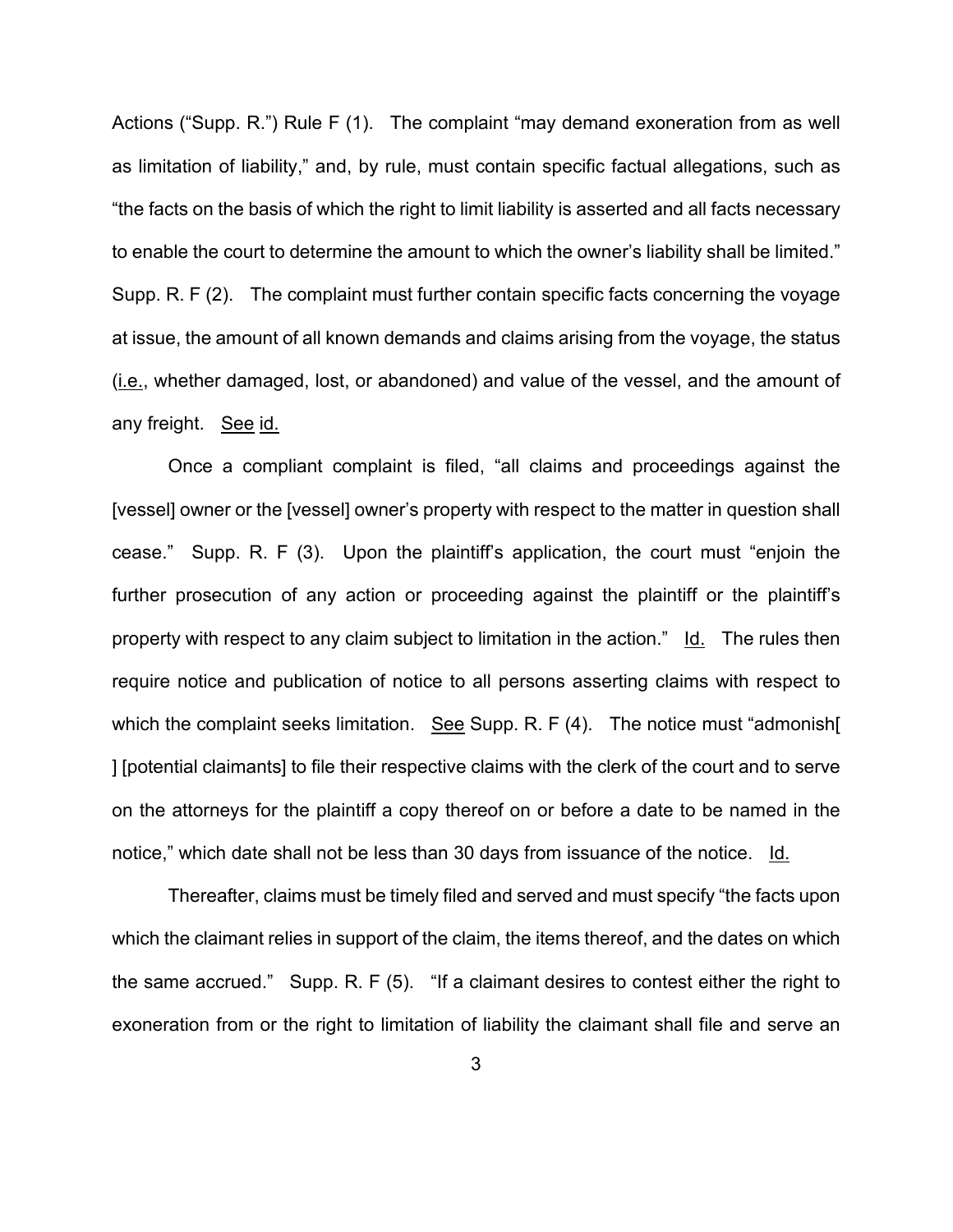Actions ("Supp. R.") Rule F (1). The complaint "may demand exoneration from as well as limitation of liability," and, by rule, must contain specific factual allegations, such as "the facts on the basis of which the right to limit liability is asserted and all facts necessary to enable the court to determine the amount to which the owner's liability shall be limited." Supp. R. F (2). The complaint must further contain specific facts concerning the voyage at issue, the amount of all known demands and claims arising from the voyage, the status (i.e., whether damaged, lost, or abandoned) and value of the vessel, and the amount of any freight. See id.

Once a compliant complaint is filed, "all claims and proceedings against the [vessel] owner or the [vessel] owner's property with respect to the matter in question shall cease." Supp. R. F (3). Upon the plaintiff's application, the court must "enjoin the further prosecution of any action or proceeding against the plaintiff or the plaintiff's property with respect to any claim subject to limitation in the action." Id. The rules then require notice and publication of notice to all persons asserting claims with respect to which the complaint seeks limitation. See Supp. R. F (4). The notice must "admonish[ ] [potential claimants] to file their respective claims with the clerk of the court and to serve on the attorneys for the plaintiff a copy thereof on or before a date to be named in the notice," which date shall not be less than 30 days from issuance of the notice. Id.

Thereafter, claims must be timely filed and served and must specify "the facts upon which the claimant relies in support of the claim, the items thereof, and the dates on which the same accrued." Supp. R. F (5). "If a claimant desires to contest either the right to exoneration from or the right to limitation of liability the claimant shall file and serve an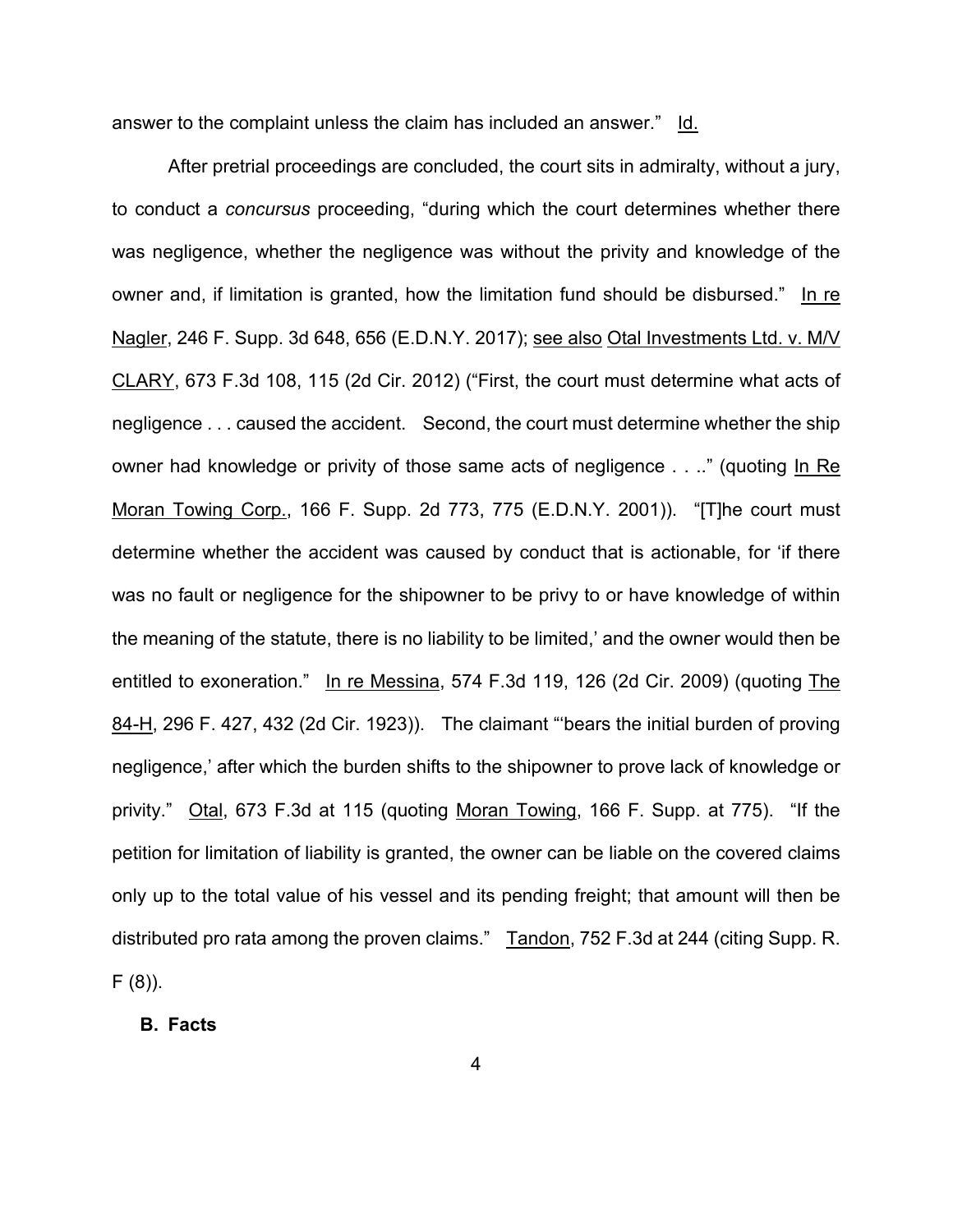answer to the complaint unless the claim has included an answer." Id.

After pretrial proceedings are concluded, the court sits in admiralty, without a jury, to conduct a *concursus* proceeding, "during which the court determines whether there was negligence, whether the negligence was without the privity and knowledge of the owner and, if limitation is granted, how the limitation fund should be disbursed." In re Nagler, 246 F. Supp. 3d 648, 656 (E.D.N.Y. 2017); see also Otal Investments Ltd. v. M/V CLARY, 673 F.3d 108, 115 (2d Cir. 2012) ("First, the court must determine what acts of negligence . . . caused the accident. Second, the court must determine whether the ship owner had knowledge or privity of those same acts of negligence . . .." (quoting In Re Moran Towing Corp., 166 F. Supp. 2d 773, 775 (E.D.N.Y. 2001)). "[T]he court must determine whether the accident was caused by conduct that is actionable, for 'if there was no fault or negligence for the shipowner to be privy to or have knowledge of within the meaning of the statute, there is no liability to be limited,' and the owner would then be entitled to exoneration." In re Messina, 574 F.3d 119, 126 (2d Cir. 2009) (quoting The 84-H, 296 F. 427, 432 (2d Cir. 1923)). The claimant "'bears the initial burden of proving negligence,' after which the burden shifts to the shipowner to prove lack of knowledge or privity." Otal, 673 F.3d at 115 (quoting Moran Towing, 166 F. Supp. at 775). "If the petition for limitation of liability is granted, the owner can be liable on the covered claims only up to the total value of his vessel and its pending freight; that amount will then be distributed pro rata among the proven claims." Tandon, 752 F.3d at 244 (citing Supp. R. F (8)).

**B. Facts**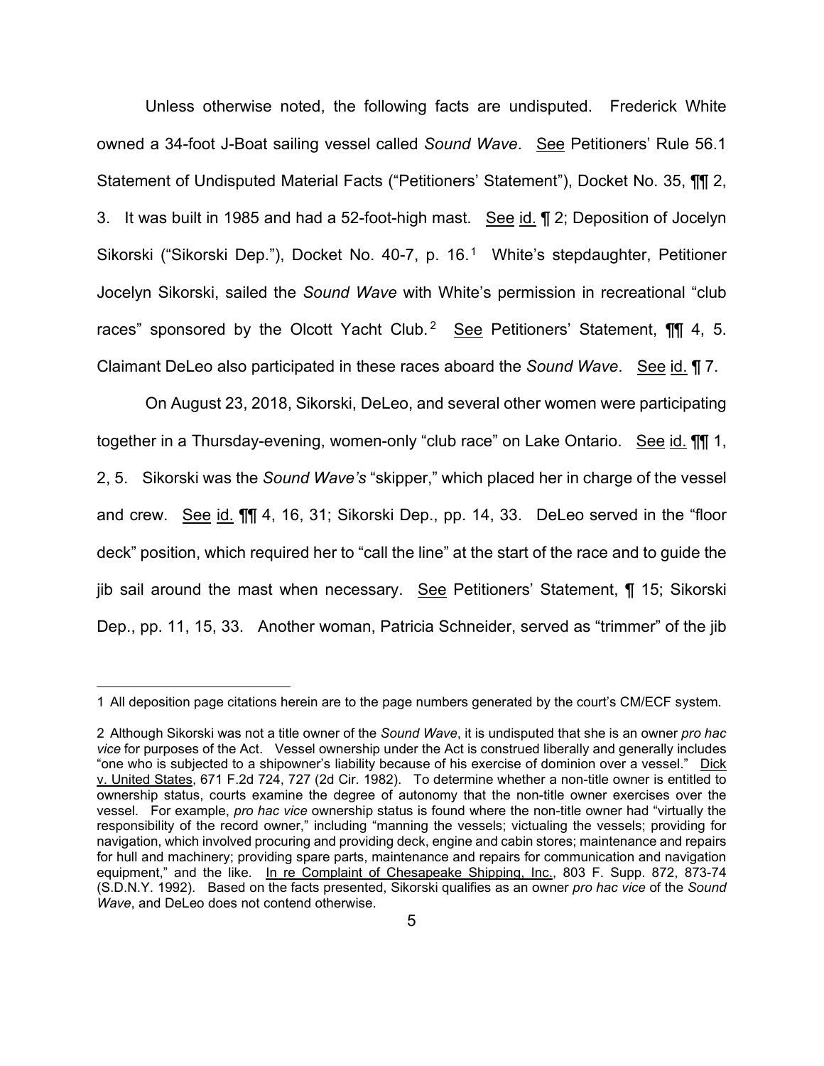Unless otherwise noted, the following facts are undisputed. Frederick White owned a 34-foot J-Boat sailing vessel called *Sound Wave*. See Petitioners' Rule 56.1 Statement of Undisputed Material Facts ("Petitioners' Statement"), Docket No. 35, ¶¶ 2, 3. It was built in 1985 and had a 52-foot-high mast. See id. ¶ 2; Deposition of Jocelyn Sikorski ("Sikorski Dep."), Docket No. 40-7, p. 16.[1] White's stepdaughter, Petitioner Jocelyn Sikorski, sailed the *Sound Wave* with White's permission in recreational "club races" sponsored by the Olcott Yacht Club.[2] See Petitioners' Statement, ¶¶ 4, 5. Claimant DeLeo also participated in these races aboard the *Sound Wave*. See id. ¶ 7.

On August 23, 2018, Sikorski, DeLeo, and several other women were participating together in a Thursday-evening, women-only "club race" on Lake Ontario. See id. ¶¶ 1, 2, 5. Sikorski was the *Sound Wave's* "skipper," which placed her in charge of the vessel and crew. See id. ¶¶ 4, 16, 31; Sikorski Dep., pp. 14, 33. DeLeo served in the "floor deck" position, which required her to "call the line" at the start of the race and to guide the jib sail around the mast when necessary. See Petitioners' Statement, ¶ 15; Sikorski Dep., pp. 11, 15, 33. Another woman, Patricia Schneider, served as "trimmer" of the jib

---

1 All deposition page citations herein are to the page numbers generated by the court's CM/ECF system.

2 Although Sikorski was not a title owner of the *Sound Wave*, it is undisputed that she is an owner *pro hac vice* for purposes of the Act. Vessel ownership under the Act is construed liberally and generally includes "one who is subjected to a shipowner's liability because of his exercise of dominion over a vessel." Dick v. United States, 671 F.2d 724, 727 (2d Cir. 1982). To determine whether a non-title owner is entitled to ownership status, courts examine the degree of autonomy that the non-title owner exercises over the vessel. For example, *pro hac vice* ownership status is found where the non-title owner had "virtually the responsibility of the record owner," including "manning the vessels; victualing the vessels; providing for navigation, which involved procuring and providing deck, engine and cabin stores; maintenance and repairs for hull and machinery; providing spare parts, maintenance and repairs for communication and navigation equipment," and the like. In re Complaint of Chesapeake Shipping, Inc., 803 F. Supp. 872, 873-74 (S.D.N.Y. 1992). Based on the facts presented, Sikorski qualifies as an owner *pro hac vice* of the *Sound Wave*, and DeLeo does not contend otherwise.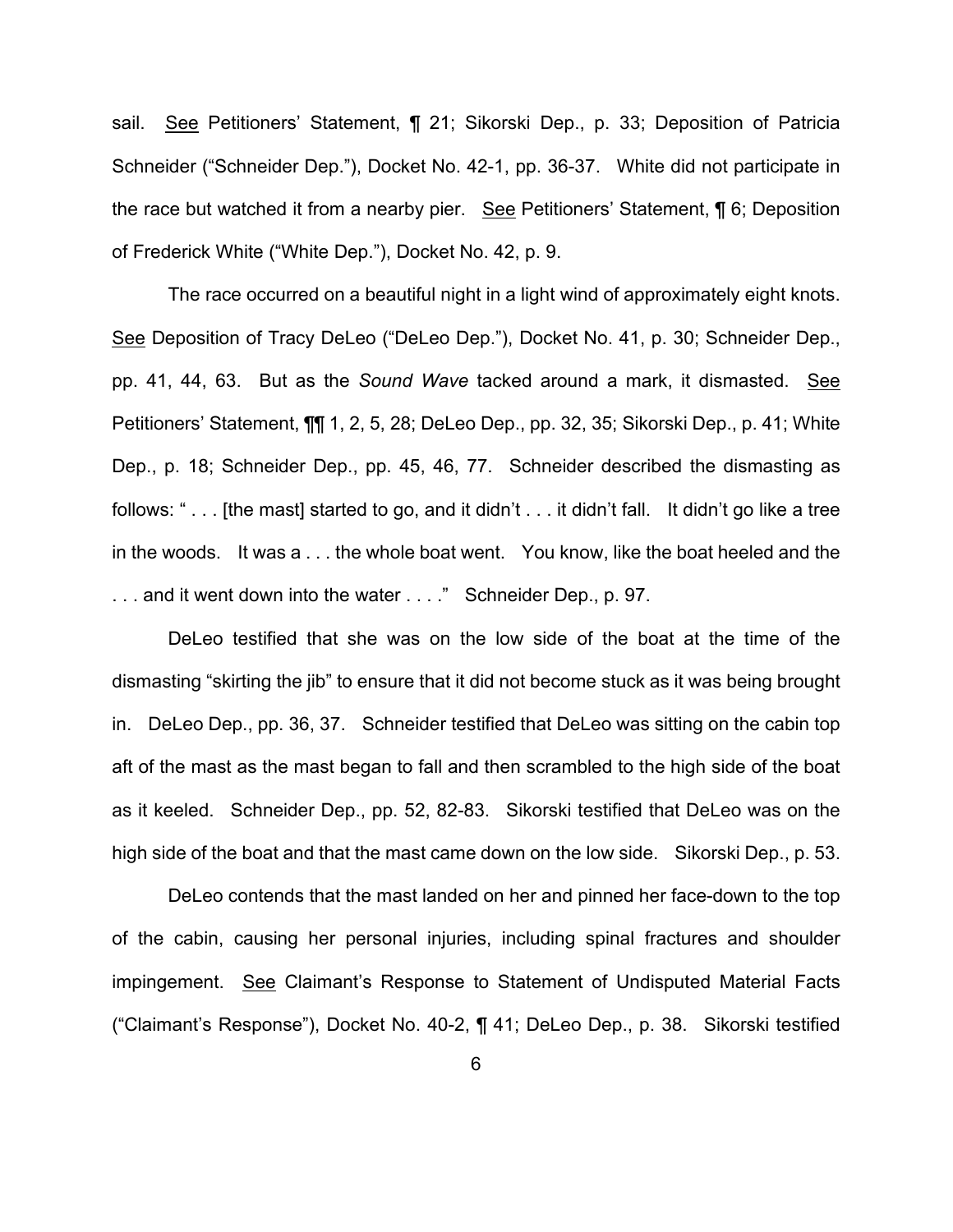sail. See Petitioners' Statement, ¶ 21; Sikorski Dep., p. 33; Deposition of Patricia Schneider ("Schneider Dep."), Docket No. 42-1, pp. 36-37. White did not participate in the race but watched it from a nearby pier. See Petitioners' Statement, ¶ 6; Deposition of Frederick White ("White Dep."), Docket No. 42, p. 9.

The race occurred on a beautiful night in a light wind of approximately eight knots. See Deposition of Tracy DeLeo ("DeLeo Dep."), Docket No. 41, p. 30; Schneider Dep., pp. 41, 44, 63. But as the *Sound Wave* tacked around a mark, it dismasted. See Petitioners' Statement, ¶¶ 1, 2, 5, 28; DeLeo Dep., pp. 32, 35; Sikorski Dep., p. 41; White Dep., p. 18; Schneider Dep., pp. 45, 46, 77. Schneider described the dismasting as follows: " . . . [the mast] started to go, and it didn't . . . it didn't fall. It didn't go like a tree in the woods. It was a . . . the whole boat went. You know, like the boat heeled and the . . . and it went down into the water . . . ." Schneider Dep., p. 97.

DeLeo testified that she was on the low side of the boat at the time of the dismasting "skirting the jib" to ensure that it did not become stuck as it was being brought in. DeLeo Dep., pp. 36, 37. Schneider testified that DeLeo was sitting on the cabin top aft of the mast as the mast began to fall and then scrambled to the high side of the boat as it keeled. Schneider Dep., pp. 52, 82-83. Sikorski testified that DeLeo was on the high side of the boat and that the mast came down on the low side. Sikorski Dep., p. 53.

DeLeo contends that the mast landed on her and pinned her face-down to the top of the cabin, causing her personal injuries, including spinal fractures and shoulder impingement. See Claimant's Response to Statement of Undisputed Material Facts ("Claimant's Response"), Docket No. 40-2, ¶ 41; DeLeo Dep., p. 38. Sikorski testified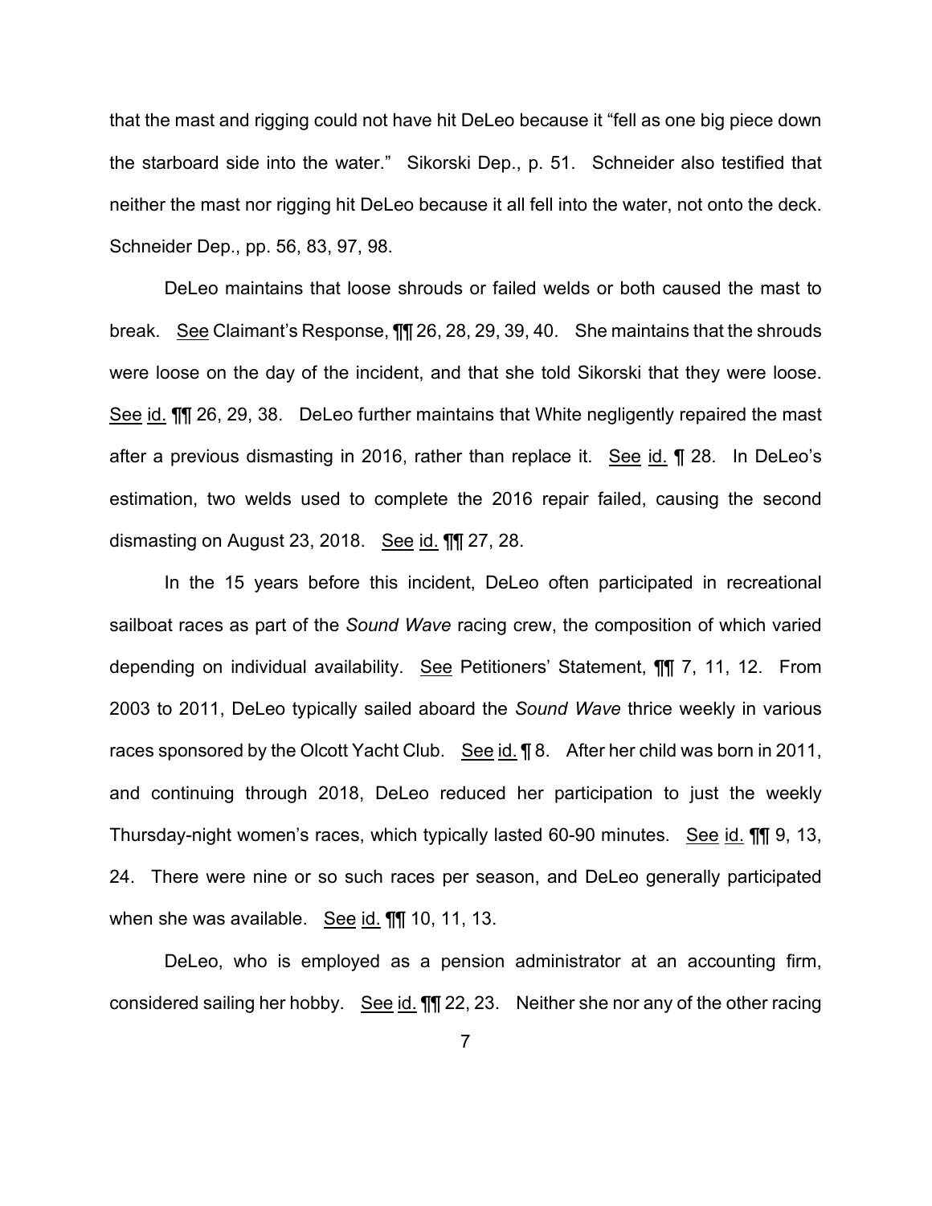that the mast and rigging could not have hit DeLeo because it "fell as one big piece down the starboard side into the water." Sikorski Dep., p. 51. Schneider also testified that neither the mast nor rigging hit DeLeo because it all fell into the water, not onto the deck. Schneider Dep., pp. 56, 83, 97, 98.

DeLeo maintains that loose shrouds or failed welds or both caused the mast to break. See Claimant's Response, ¶¶ 26, 28, 29, 39, 40. She maintains that the shrouds were loose on the day of the incident, and that she told Sikorski that they were loose. See id. ¶¶ 26, 29, 38. DeLeo further maintains that White negligently repaired the mast after a previous dismasting in 2016, rather than replace it. See id. ¶ 28. In DeLeo's estimation, two welds used to complete the 2016 repair failed, causing the second dismasting on August 23, 2018. See id. ¶¶ 27, 28.

In the 15 years before this incident, DeLeo often participated in recreational sailboat races as part of the *Sound Wave* racing crew, the composition of which varied depending on individual availability. See Petitioners' Statement, ¶¶ 7, 11, 12. From 2003 to 2011, DeLeo typically sailed aboard the *Sound Wave* thrice weekly in various races sponsored by the Olcott Yacht Club. See id. ¶ 8. After her child was born in 2011, and continuing through 2018, DeLeo reduced her participation to just the weekly Thursday-night women's races, which typically lasted 60-90 minutes. See id. ¶¶ 9, 13, 24. There were nine or so such races per season, and DeLeo generally participated when she was available. See id. ¶¶ 10, 11, 13.

DeLeo, who is employed as a pension administrator at an accounting firm, considered sailing her hobby. See id. ¶¶ 22, 23. Neither she nor any of the other racing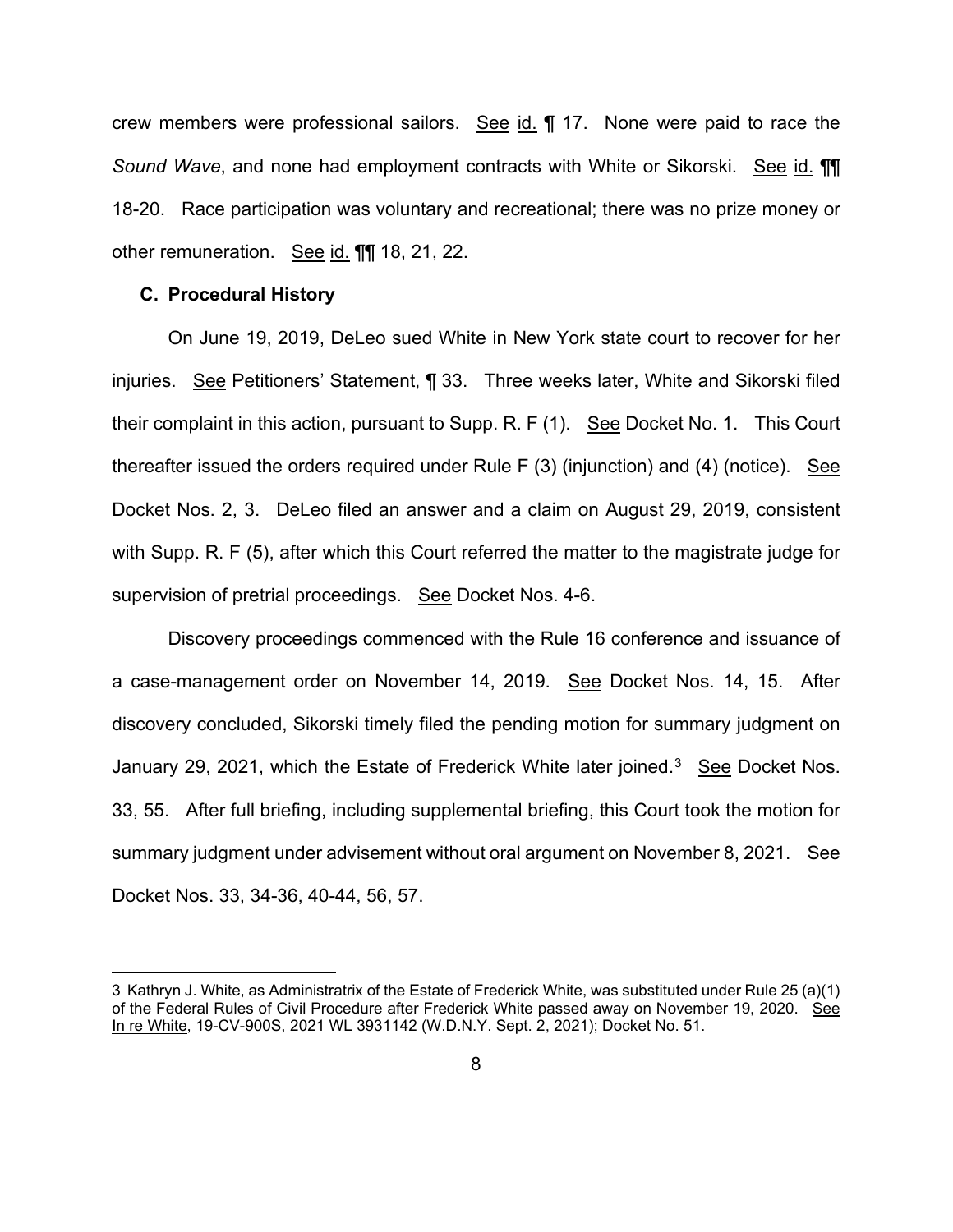crew members were professional sailors. See id. ¶ 17. None were paid to race the *Sound Wave*, and none had employment contracts with White or Sikorski. See id. ¶¶ 18-20. Race participation was voluntary and recreational; there was no prize money or other remuneration. See id. ¶¶ 18, 21, 22.

### C. Procedural History

On June 19, 2019, DeLeo sued White in New York state court to recover for her injuries. See Petitioners' Statement, ¶ 33. Three weeks later, White and Sikorski filed their complaint in this action, pursuant to Supp. R. F (1). See Docket No. 1. This Court thereafter issued the orders required under Rule F (3) (injunction) and (4) (notice). See Docket Nos. 2, 3. DeLeo filed an answer and a claim on August 29, 2019, consistent with Supp. R. F (5), after which this Court referred the matter to the magistrate judge for supervision of pretrial proceedings. See Docket Nos. 4-6.

Discovery proceedings commenced with the Rule 16 conference and issuance of a case-management order on November 14, 2019. See Docket Nos. 14, 15. After discovery concluded, Sikorski timely filed the pending motion for summary judgment on January 29, 2021, which the Estate of Frederick White later joined.[3] See Docket Nos. 33, 55. After full briefing, including supplemental briefing, this Court took the motion for summary judgment under advisement without oral argument on November 8, 2021. See Docket Nos. 33, 34-36, 40-44, 56, 57.

---

3 Kathryn J. White, as Administratrix of the Estate of Frederick White, was substituted under Rule 25 (a)(1) of the Federal Rules of Civil Procedure after Frederick White passed away on November 19, 2020. See In re White, 19-CV-900S, 2021 WL 3931142 (W.D.N.Y. Sept. 2, 2021); Docket No. 51.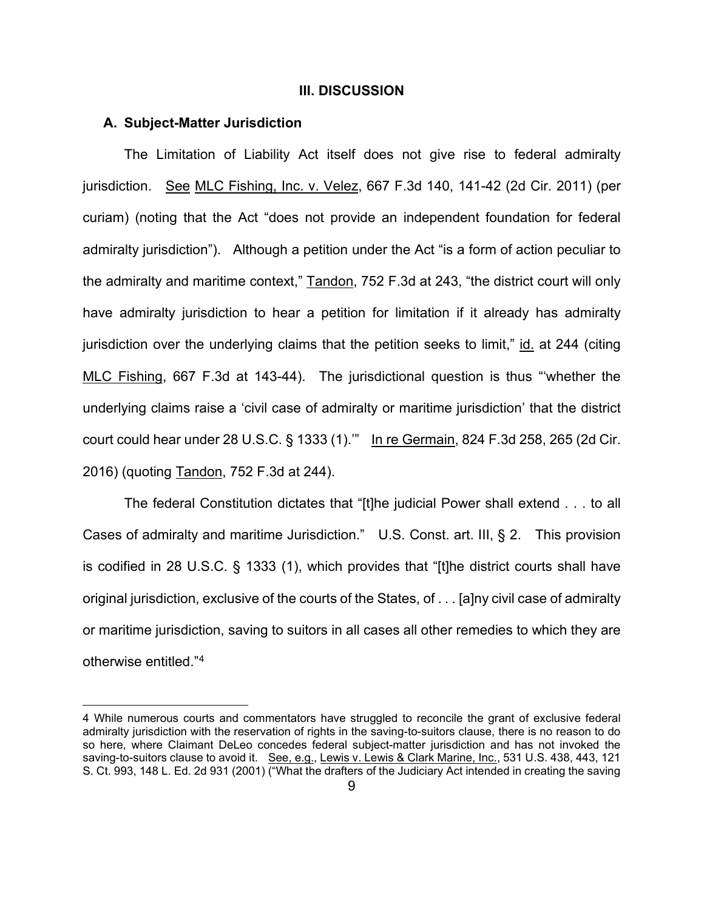## III. DISCUSSION

### A. Subject-Matter Jurisdiction

The Limitation of Liability Act itself does not give rise to federal admiralty jurisdiction. See MLC Fishing, Inc. v. Velez, 667 F.3d 140, 141-42 (2d Cir. 2011) (per curiam) (noting that the Act "does not provide an independent foundation for federal admiralty jurisdiction"). Although a petition under the Act "is a form of action peculiar to the admiralty and maritime context," Tandon, 752 F.3d at 243, "the district court will only have admiralty jurisdiction to hear a petition for limitation if it already has admiralty jurisdiction over the underlying claims that the petition seeks to limit," id. at 244 (citing MLC Fishing, 667 F.3d at 143-44). The jurisdictional question is thus "'whether the underlying claims raise a 'civil case of admiralty or maritime jurisdiction' that the district court could hear under 28 U.S.C. § 1333 (1).'" In re Germain, 824 F.3d 258, 265 (2d Cir. 2016) (quoting Tandon, 752 F.3d at 244).

The federal Constitution dictates that "[t]he judicial Power shall extend . . . to all Cases of admiralty and maritime Jurisdiction." U.S. Const. art. III, § 2. This provision is codified in 28 U.S.C. § 1333 (1), which provides that "[t]he district courts shall have original jurisdiction, exclusive of the courts of the States, of . . . [a]ny civil case of admiralty or maritime jurisdiction, saving to suitors in all cases all other remedies to which they are otherwise entitled."[4]

---

4 While numerous courts and commentators have struggled to reconcile the grant of exclusive federal admiralty jurisdiction with the reservation of rights in the saving-to-suitors clause, there is no reason to do so here, where Claimant DeLeo concedes federal subject-matter jurisdiction and has not invoked the saving-to-suitors clause to avoid it. See, e.g., Lewis v. Lewis & Clark Marine, Inc., 531 U.S. 438, 443, 121 S. Ct. 993, 148 L. Ed. 2d 931 (2001) ("What the drafters of the Judiciary Act intended in creating the saving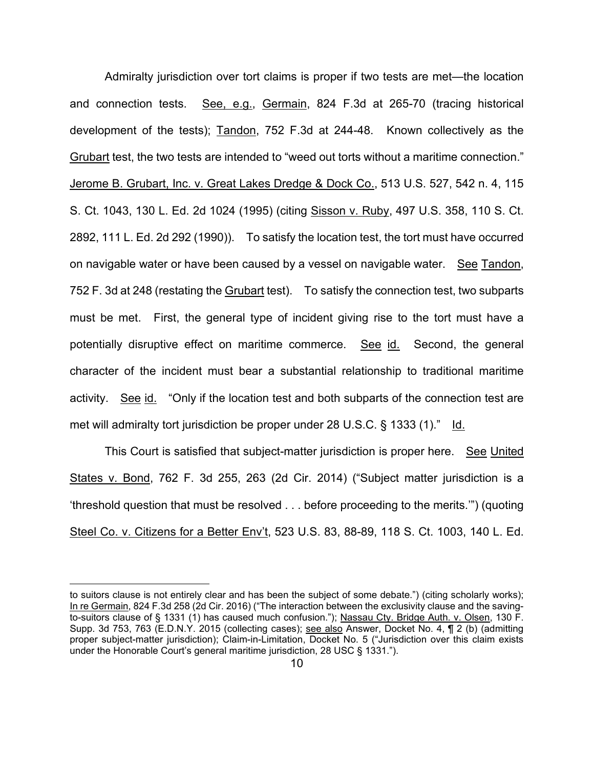Admiralty jurisdiction over tort claims is proper if two tests are met—the location and connection tests. See, e.g., Germain, 824 F.3d at 265-70 (tracing historical development of the tests); Tandon, 752 F.3d at 244-48. Known collectively as the Grubart test, the two tests are intended to "weed out torts without a maritime connection." Jerome B. Grubart, Inc. v. Great Lakes Dredge & Dock Co., 513 U.S. 527, 542 n. 4, 115 S. Ct. 1043, 130 L. Ed. 2d 1024 (1995) (citing Sisson v. Ruby, 497 U.S. 358, 110 S. Ct. 2892, 111 L. Ed. 2d 292 (1990)). To satisfy the location test, the tort must have occurred on navigable water or have been caused by a vessel on navigable water. See Tandon, 752 F. 3d at 248 (restating the Grubart test). To satisfy the connection test, two subparts must be met. First, the general type of incident giving rise to the tort must have a potentially disruptive effect on maritime commerce. See id. Second, the general character of the incident must bear a substantial relationship to traditional maritime activity. See id. "Only if the location test and both subparts of the connection test are met will admiralty tort jurisdiction be proper under 28 U.S.C. § 1333 (1)." Id.

This Court is satisfied that subject-matter jurisdiction is proper here. See United States v. Bond, 762 F. 3d 255, 263 (2d Cir. 2014) ("Subject matter jurisdiction is a 'threshold question that must be resolved . . . before proceeding to the merits.'") (quoting Steel Co. v. Citizens for a Better Env't, 523 U.S. 83, 88-89, 118 S. Ct. 1003, 140 L. Ed.

---

to suitors clause is not entirely clear and has been the subject of some debate.") (citing scholarly works); In re Germain, 824 F.3d 258 (2d Cir. 2016) ("The interaction between the exclusivity clause and the saving-to-suitors clause of § 1331 (1) has caused much confusion."); Nassau Cty. Bridge Auth. v. Olsen, 130 F. Supp. 3d 753, 763 (E.D.N.Y. 2015 (collecting cases); see also Answer, Docket No. 4, ¶ 2 (b) (admitting proper subject-matter jurisdiction); Claim-in-Limitation, Docket No. 5 ("Jurisdiction over this claim exists under the Honorable Court's general maritime jurisdiction, 28 USC § 1331.").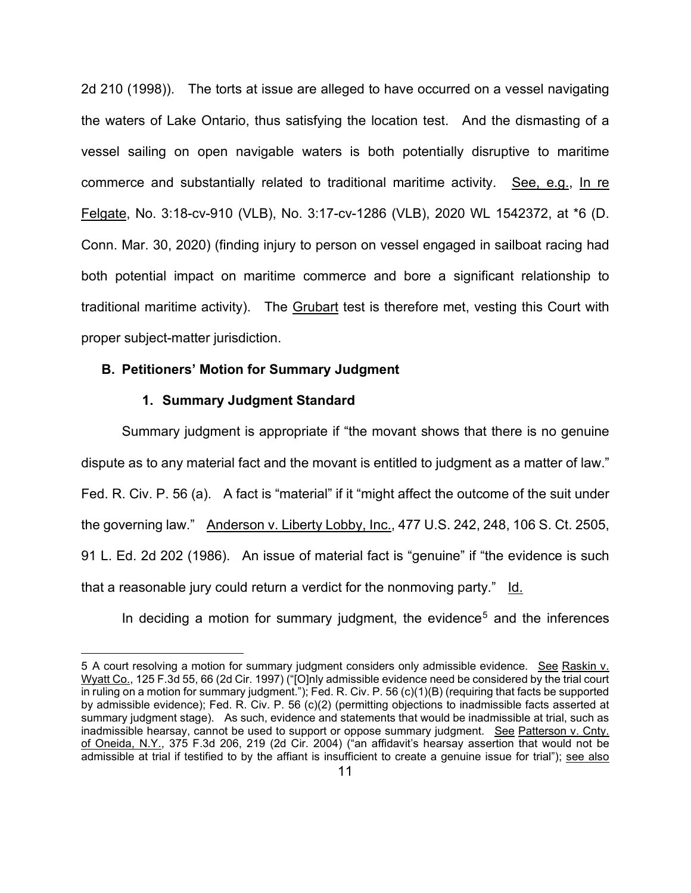2d 210 (1998)). The torts at issue are alleged to have occurred on a vessel navigating the waters of Lake Ontario, thus satisfying the location test. And the dismasting of a vessel sailing on open navigable waters is both potentially disruptive to maritime commerce and substantially related to traditional maritime activity. See, e.g., In re Felgate, No. 3:18-cv-910 (VLB), No. 3:17-cv-1286 (VLB), 2020 WL 1542372, at *6 (D. Conn. Mar. 30, 2020) (finding injury to person on vessel engaged in sailboat racing had both potential impact on maritime commerce and bore a significant relationship to traditional maritime activity). The Grubart test is therefore met, vesting this Court with proper subject-matter jurisdiction.

### B. Petitioners' Motion for Summary Judgment

#### 1. Summary Judgment Standard

Summary judgment is appropriate if "the movant shows that there is no genuine dispute as to any material fact and the movant is entitled to judgment as a matter of law." Fed. R. Civ. P. 56 (a). A fact is "material" if it "might affect the outcome of the suit under the governing law." Anderson v. Liberty Lobby, Inc., 477 U.S. 242, 248, 106 S. Ct. 2505, 91 L. Ed. 2d 202 (1986). An issue of material fact is "genuine" if "the evidence is such that a reasonable jury could return a verdict for the nonmoving party." Id.

In deciding a motion for summary judgment, the evidence[5] and the inferences

---

[5] A court resolving a motion for summary judgment considers only admissible evidence. See Raskin v. Wyatt Co., 125 F.3d 55, 66 (2d Cir. 1997) ("[O]nly admissible evidence need be considered by the trial court in ruling on a motion for summary judgment."); Fed. R. Civ. P. 56 (c)(1)(B) (requiring that facts be supported by admissible evidence); Fed. R. Civ. P. 56 (c)(2) (permitting objections to inadmissible facts asserted at summary judgment stage). As such, evidence and statements that would be inadmissible at trial, such as inadmissible hearsay, cannot be used to support or oppose summary judgment. See Patterson v. Cnty. of Oneida, N.Y., 375 F.3d 206, 219 (2d Cir. 2004) ("an affidavit's hearsay assertion that would not be admissible at trial if testified to by the affiant is insufficient to create a genuine issue for trial"); see also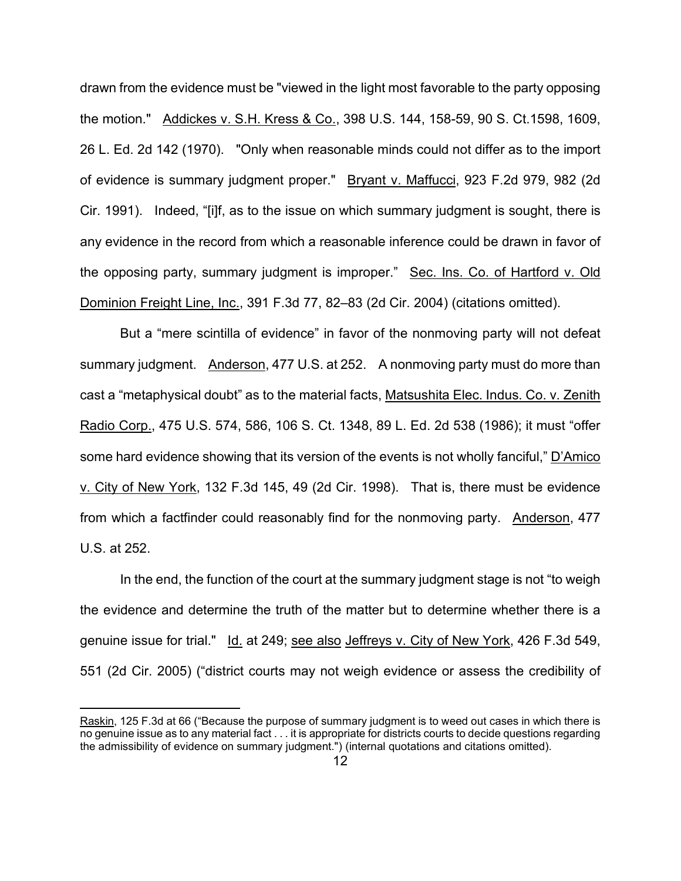drawn from the evidence must be "viewed in the light most favorable to the party opposing the motion." Addickes v. S.H. Kress & Co., 398 U.S. 144, 158-59, 90 S. Ct.1598, 1609, 26 L. Ed. 2d 142 (1970). "Only when reasonable minds could not differ as to the import of evidence is summary judgment proper." Bryant v. Maffucci, 923 F.2d 979, 982 (2d Cir. 1991). Indeed, "[i]f, as to the issue on which summary judgment is sought, there is any evidence in the record from which a reasonable inference could be drawn in favor of the opposing party, summary judgment is improper." Sec. Ins. Co. of Hartford v. Old Dominion Freight Line, Inc., 391 F.3d 77, 82–83 (2d Cir. 2004) (citations omitted).

But a "mere scintilla of evidence" in favor of the nonmoving party will not defeat summary judgment. Anderson, 477 U.S. at 252. A nonmoving party must do more than cast a "metaphysical doubt" as to the material facts, Matsushita Elec. Indus. Co. v. Zenith Radio Corp., 475 U.S. 574, 586, 106 S. Ct. 1348, 89 L. Ed. 2d 538 (1986); it must "offer some hard evidence showing that its version of the events is not wholly fanciful," D'Amico v. City of New York, 132 F.3d 145, 49 (2d Cir. 1998). That is, there must be evidence from which a factfinder could reasonably find for the nonmoving party. Anderson, 477 U.S. at 252.

In the end, the function of the court at the summary judgment stage is not "to weigh the evidence and determine the truth of the matter but to determine whether there is a genuine issue for trial." Id. at 249; see also Jeffreys v. City of New York, 426 F.3d 549, 551 (2d Cir. 2005) ("district courts may not weigh evidence or assess the credibility of

---

Raskin, 125 F.3d at 66 ("Because the purpose of summary judgment is to weed out cases in which there is no genuine issue as to any material fact . . . it is appropriate for districts courts to decide questions regarding the admissibility of evidence on summary judgment.") (internal quotations and citations omitted).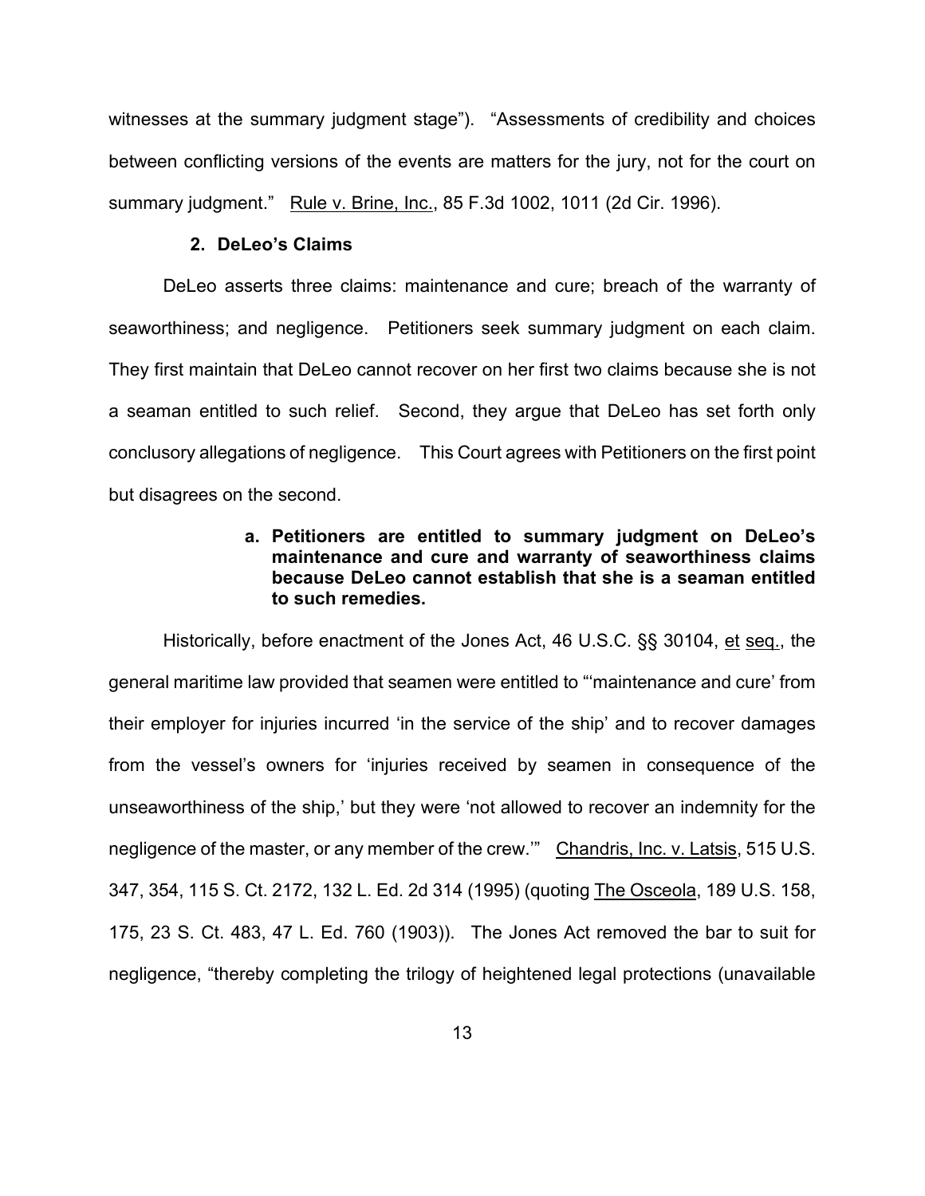witnesses at the summary judgment stage"). "Assessments of credibility and choices between conflicting versions of the events are matters for the jury, not for the court on summary judgment." Rule v. Brine, Inc., 85 F.3d 1002, 1011 (2d Cir. 1996).

### 2. DeLeo's Claims

DeLeo asserts three claims: maintenance and cure; breach of the warranty of seaworthiness; and negligence. Petitioners seek summary judgment on each claim. They first maintain that DeLeo cannot recover on her first two claims because she is not a seaman entitled to such relief. Second, they argue that DeLeo has set forth only conclusory allegations of negligence. This Court agrees with Petitioners on the first point but disagrees on the second.

#### a. Petitioners are entitled to summary judgment on DeLeo's maintenance and cure and warranty of seaworthiness claims because DeLeo cannot establish that she is a seaman entitled to such remedies.

Historically, before enactment of the Jones Act, 46 U.S.C. §§ 30104, et seq., the general maritime law provided that seamen were entitled to "'maintenance and cure' from their employer for injuries incurred 'in the service of the ship' and to recover damages from the vessel's owners for 'injuries received by seamen in consequence of the unseaworthiness of the ship,' but they were 'not allowed to recover an indemnity for the negligence of the master, or any member of the crew.'" Chandris, Inc. v. Latsis, 515 U.S. 347, 354, 115 S. Ct. 2172, 132 L. Ed. 2d 314 (1995) (quoting The Osceola, 189 U.S. 158, 175, 23 S. Ct. 483, 47 L. Ed. 760 (1903)). The Jones Act removed the bar to suit for negligence, "thereby completing the trilogy of heightened legal protections (unavailable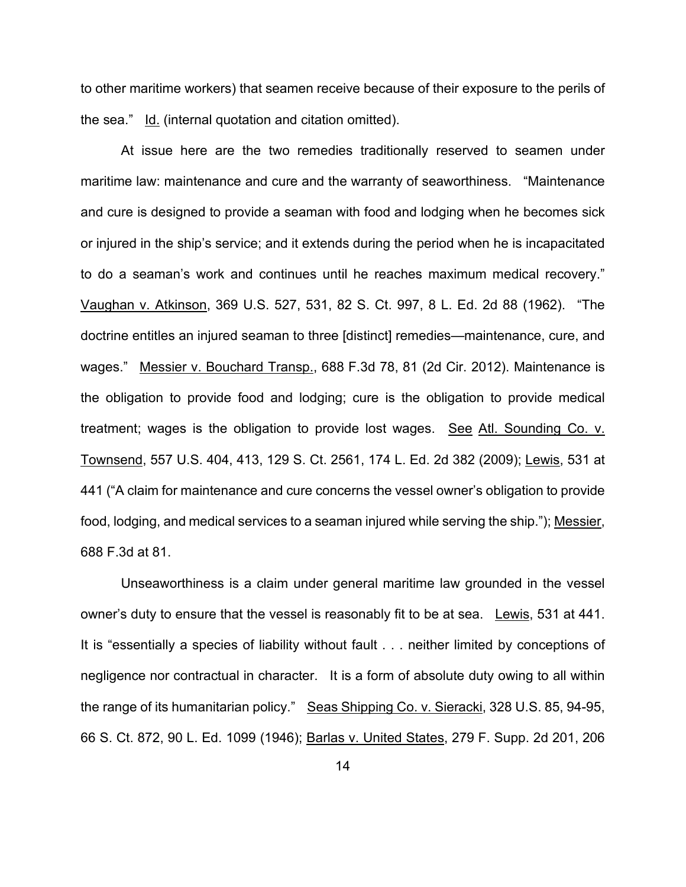to other maritime workers) that seamen receive because of their exposure to the perils of the sea." Id. (internal quotation and citation omitted).

At issue here are the two remedies traditionally reserved to seamen under maritime law: maintenance and cure and the warranty of seaworthiness. "Maintenance and cure is designed to provide a seaman with food and lodging when he becomes sick or injured in the ship's service; and it extends during the period when he is incapacitated to do a seaman's work and continues until he reaches maximum medical recovery." Vaughan v. Atkinson, 369 U.S. 527, 531, 82 S. Ct. 997, 8 L. Ed. 2d 88 (1962). "The doctrine entitles an injured seaman to three [distinct] remedies—maintenance, cure, and wages." Messier v. Bouchard Transp., 688 F.3d 78, 81 (2d Cir. 2012). Maintenance is the obligation to provide food and lodging; cure is the obligation to provide medical treatment; wages is the obligation to provide lost wages. See Atl. Sounding Co. v. Townsend, 557 U.S. 404, 413, 129 S. Ct. 2561, 174 L. Ed. 2d 382 (2009); Lewis, 531 at 441 ("A claim for maintenance and cure concerns the vessel owner's obligation to provide food, lodging, and medical services to a seaman injured while serving the ship."); Messier, 688 F.3d at 81.

Unseaworthiness is a claim under general maritime law grounded in the vessel owner's duty to ensure that the vessel is reasonably fit to be at sea. Lewis, 531 at 441. It is "essentially a species of liability without fault . . . neither limited by conceptions of negligence nor contractual in character. It is a form of absolute duty owing to all within the range of its humanitarian policy." Seas Shipping Co. v. Sieracki, 328 U.S. 85, 94-95, 66 S. Ct. 872, 90 L. Ed. 1099 (1946); Barlas v. United States, 279 F. Supp. 2d 201, 206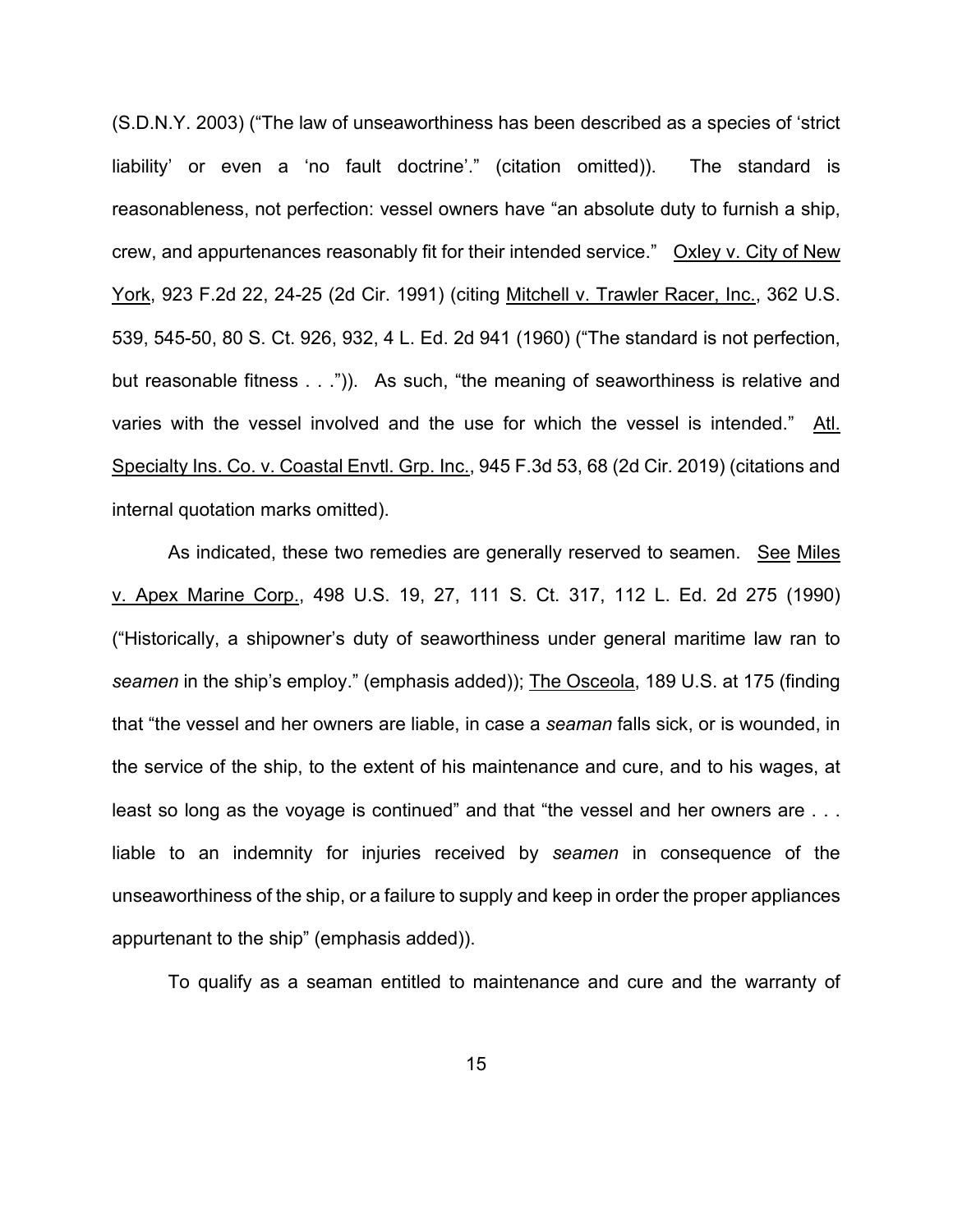(S.D.N.Y. 2003) ("The law of unseaworthiness has been described as a species of 'strict liability' or even a 'no fault doctrine'." (citation omitted)). The standard is reasonableness, not perfection: vessel owners have "an absolute duty to furnish a ship, crew, and appurtenances reasonably fit for their intended service." Oxley v. City of New York, 923 F.2d 22, 24-25 (2d Cir. 1991) (citing Mitchell v. Trawler Racer, Inc., 362 U.S. 539, 545-50, 80 S. Ct. 926, 932, 4 L. Ed. 2d 941 (1960) ("The standard is not perfection, but reasonable fitness . . .")). As such, "the meaning of seaworthiness is relative and varies with the vessel involved and the use for which the vessel is intended." Atl. Specialty Ins. Co. v. Coastal Envtl. Grp. Inc., 945 F.3d 53, 68 (2d Cir. 2019) (citations and internal quotation marks omitted).

As indicated, these two remedies are generally reserved to seamen. See Miles v. Apex Marine Corp., 498 U.S. 19, 27, 111 S. Ct. 317, 112 L. Ed. 2d 275 (1990) ("Historically, a shipowner's duty of seaworthiness under general maritime law ran to *seamen* in the ship's employ." (emphasis added)); The Osceola, 189 U.S. at 175 (finding that "the vessel and her owners are liable, in case a *seaman* falls sick, or is wounded, in the service of the ship, to the extent of his maintenance and cure, and to his wages, at least so long as the voyage is continued" and that "the vessel and her owners are . . . liable to an indemnity for injuries received by *seamen* in consequence of the unseaworthiness of the ship, or a failure to supply and keep in order the proper appliances appurtenant to the ship" (emphasis added)).

To qualify as a seaman entitled to maintenance and cure and the warranty of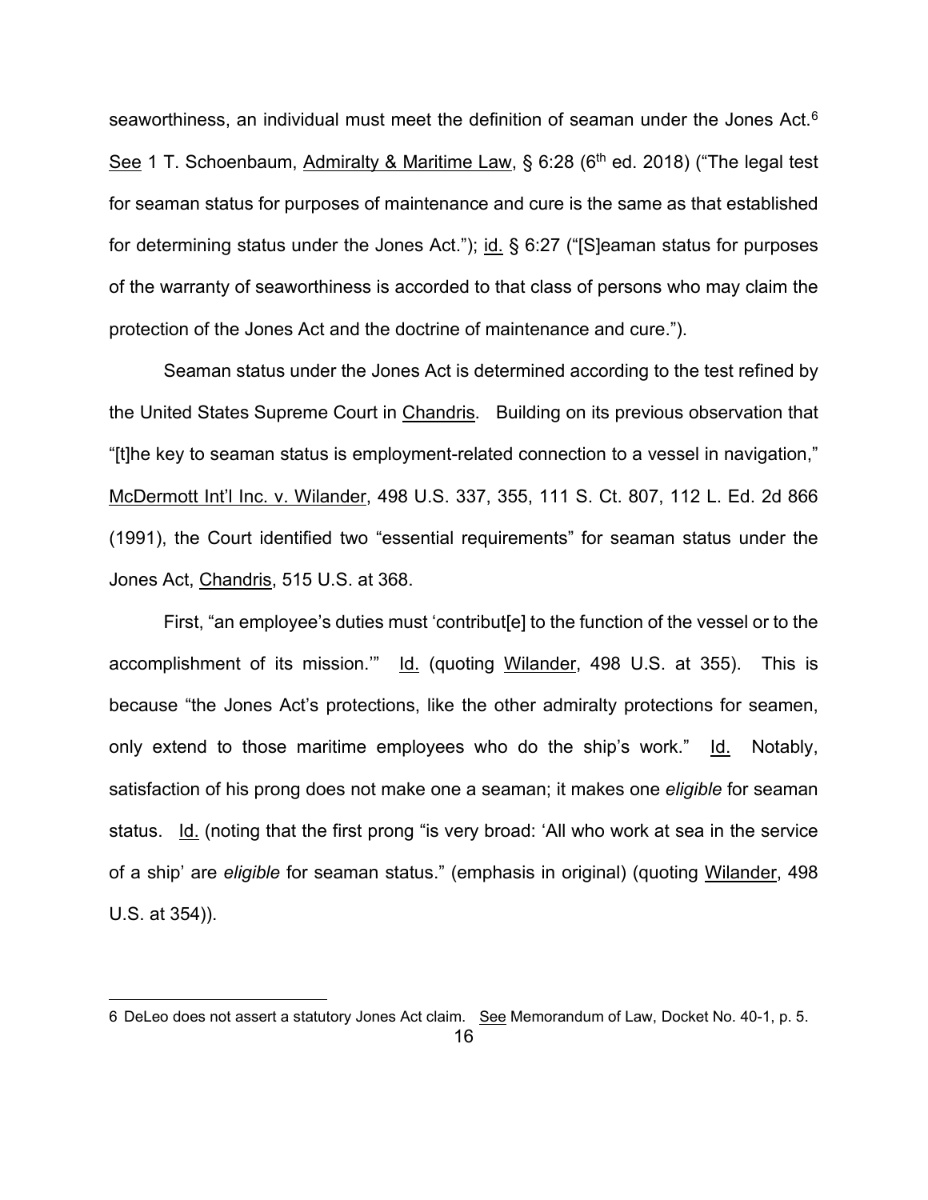seaworthiness, an individual must meet the definition of seaman under the Jones Act.[6] See 1 T. Schoenbaum, Admiralty & Maritime Law, § 6:28 (6th ed. 2018) ("The legal test for seaman status for purposes of maintenance and cure is the same as that established for determining status under the Jones Act."); id. § 6:27 ("[S]eaman status for purposes of the warranty of seaworthiness is accorded to that class of persons who may claim the protection of the Jones Act and the doctrine of maintenance and cure.").

Seaman status under the Jones Act is determined according to the test refined by the United States Supreme Court in Chandris. Building on its previous observation that "[t]he key to seaman status is employment-related connection to a vessel in navigation," McDermott Int'l Inc. v. Wilander, 498 U.S. 337, 355, 111 S. Ct. 807, 112 L. Ed. 2d 866 (1991), the Court identified two "essential requirements" for seaman status under the Jones Act, Chandris, 515 U.S. at 368.

First, "an employee's duties must 'contribut[e] to the function of the vessel or to the accomplishment of its mission.'" Id. (quoting Wilander, 498 U.S. at 355). This is because "the Jones Act's protections, like the other admiralty protections for seamen, only extend to those maritime employees who do the ship's work." Id. Notably, satisfaction of his prong does not make one a seaman; it makes one *eligible* for seaman status. Id. (noting that the first prong "is very broad: 'All who work at sea in the service of a ship' are *eligible* for seaman status." (emphasis in original) (quoting Wilander, 498 U.S. at 354)).

---

6 DeLeo does not assert a statutory Jones Act claim. See Memorandum of Law, Docket No. 40-1, p. 5.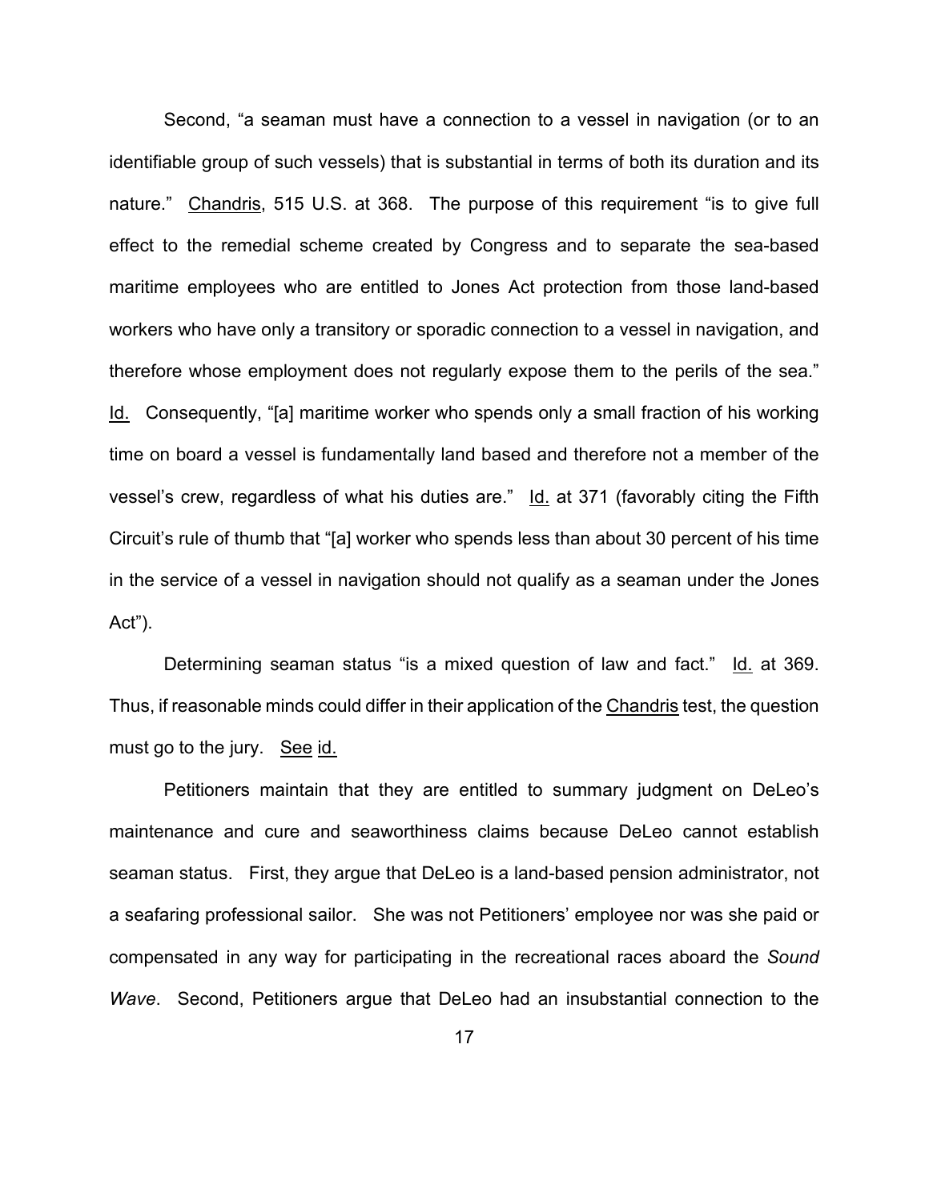Second, "a seaman must have a connection to a vessel in navigation (or to an identifiable group of such vessels) that is substantial in terms of both its duration and its nature." Chandris, 515 U.S. at 368. The purpose of this requirement "is to give full effect to the remedial scheme created by Congress and to separate the sea-based maritime employees who are entitled to Jones Act protection from those land-based workers who have only a transitory or sporadic connection to a vessel in navigation, and therefore whose employment does not regularly expose them to the perils of the sea." Id. Consequently, "[a] maritime worker who spends only a small fraction of his working time on board a vessel is fundamentally land based and therefore not a member of the vessel's crew, regardless of what his duties are." Id. at 371 (favorably citing the Fifth Circuit's rule of thumb that "[a] worker who spends less than about 30 percent of his time in the service of a vessel in navigation should not qualify as a seaman under the Jones Act").

Determining seaman status "is a mixed question of law and fact." Id. at 369. Thus, if reasonable minds could differ in their application of the Chandris test, the question must go to the jury. See id.

Petitioners maintain that they are entitled to summary judgment on DeLeo's maintenance and cure and seaworthiness claims because DeLeo cannot establish seaman status. First, they argue that DeLeo is a land-based pension administrator, not a seafaring professional sailor. She was not Petitioners' employee nor was she paid or compensated in any way for participating in the recreational races aboard the *Sound Wave*. Second, Petitioners argue that DeLeo had an insubstantial connection to the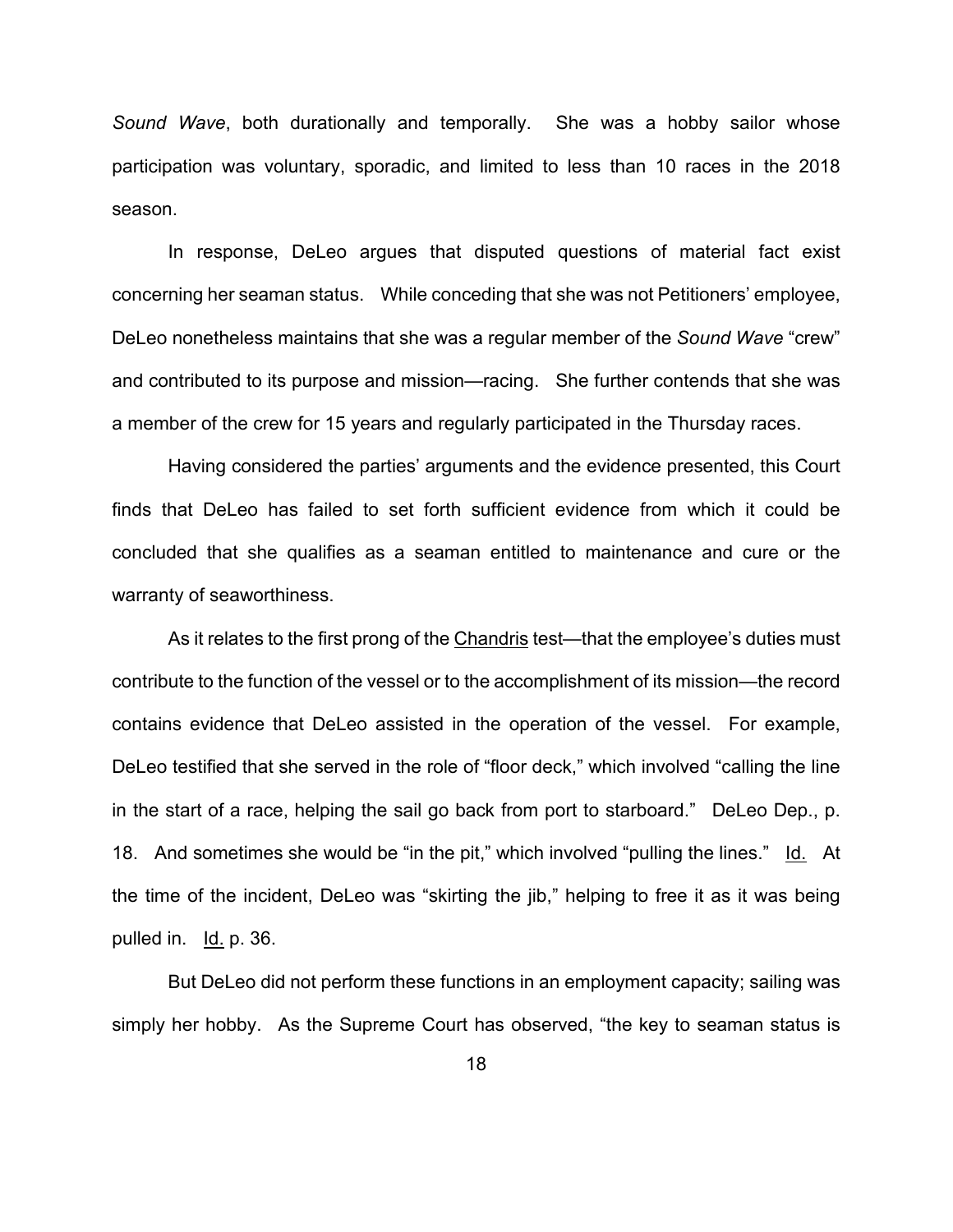*Sound Wave*, both durationally and temporally. She was a hobby sailor whose participation was voluntary, sporadic, and limited to less than 10 races in the 2018 season.

In response, DeLeo argues that disputed questions of material fact exist concerning her seaman status. While conceding that she was not Petitioners' employee, DeLeo nonetheless maintains that she was a regular member of the *Sound Wave* "crew" and contributed to its purpose and mission—racing. She further contends that she was a member of the crew for 15 years and regularly participated in the Thursday races.

Having considered the parties' arguments and the evidence presented, this Court finds that DeLeo has failed to set forth sufficient evidence from which it could be concluded that she qualifies as a seaman entitled to maintenance and cure or the warranty of seaworthiness.

As it relates to the first prong of the Chandris test—that the employee's duties must contribute to the function of the vessel or to the accomplishment of its mission—the record contains evidence that DeLeo assisted in the operation of the vessel. For example, DeLeo testified that she served in the role of "floor deck," which involved "calling the line in the start of a race, helping the sail go back from port to starboard." DeLeo Dep., p. 18. And sometimes she would be "in the pit," which involved "pulling the lines." Id. At the time of the incident, DeLeo was "skirting the jib," helping to free it as it was being pulled in. Id. p. 36.

But DeLeo did not perform these functions in an employment capacity; sailing was simply her hobby. As the Supreme Court has observed, "the key to seaman status is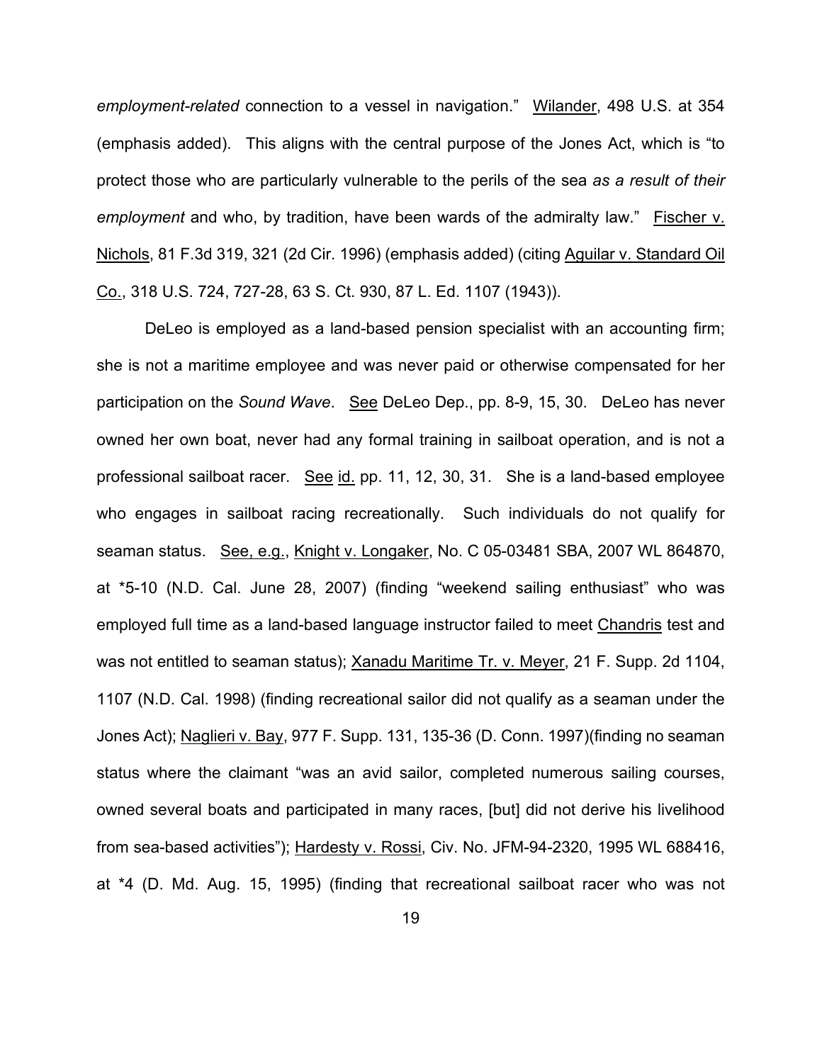*employment-related* connection to a vessel in navigation." Wilander, 498 U.S. at 354 (emphasis added). This aligns with the central purpose of the Jones Act, which is "to protect those who are particularly vulnerable to the perils of the sea *as a result of their employment* and who, by tradition, have been wards of the admiralty law." Fischer v. Nichols, 81 F.3d 319, 321 (2d Cir. 1996) (emphasis added) (citing Aguilar v. Standard Oil Co., 318 U.S. 724, 727-28, 63 S. Ct. 930, 87 L. Ed. 1107 (1943)).

DeLeo is employed as a land-based pension specialist with an accounting firm; she is not a maritime employee and was never paid or otherwise compensated for her participation on the *Sound Wave*. See DeLeo Dep., pp. 8-9, 15, 30. DeLeo has never owned her own boat, never had any formal training in sailboat operation, and is not a professional sailboat racer. See id. pp. 11, 12, 30, 31. She is a land-based employee who engages in sailboat racing recreationally. Such individuals do not qualify for seaman status. See, e.g., Knight v. Longaker, No. C 05-03481 SBA, 2007 WL 864870, at *5-10 (N.D. Cal. June 28, 2007) (finding "weekend sailing enthusiast" who was employed full time as a land-based language instructor failed to meet Chandris test and was not entitled to seaman status); Xanadu Maritime Tr. v. Meyer, 21 F. Supp. 2d 1104, 1107 (N.D. Cal. 1998) (finding recreational sailor did not qualify as a seaman under the Jones Act); Naglieri v. Bay, 977 F. Supp. 131, 135-36 (D. Conn. 1997)(finding no seaman status where the claimant "was an avid sailor, completed numerous sailing courses, owned several boats and participated in many races, [but] did not derive his livelihood from sea-based activities"); Hardesty v. Rossi, Civ. No. JFM-94-2320, 1995 WL 688416, at *4 (D. Md. Aug. 15, 1995) (finding that recreational sailboat racer who was not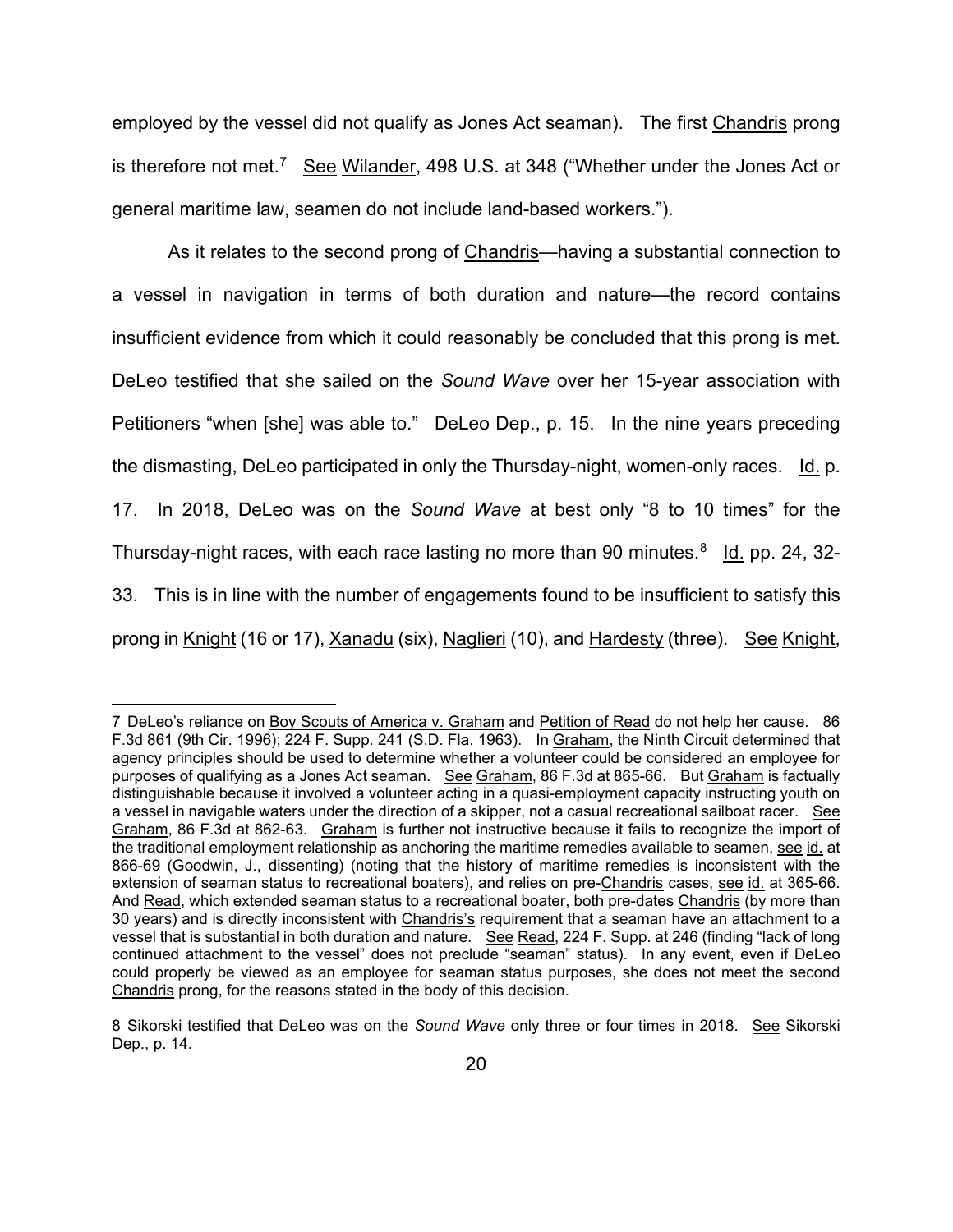employed by the vessel did not qualify as Jones Act seaman). The first Chandris prong is therefore not met.[7] See Wilander, 498 U.S. at 348 ("Whether under the Jones Act or general maritime law, seamen do not include land-based workers.").

As it relates to the second prong of Chandris—having a substantial connection to a vessel in navigation in terms of both duration and nature—the record contains insufficient evidence from which it could reasonably be concluded that this prong is met. DeLeo testified that she sailed on the *Sound Wave* over her 15-year association with Petitioners "when [she] was able to." DeLeo Dep., p. 15. In the nine years preceding the dismasting, DeLeo participated in only the Thursday-night, women-only races. Id. p. 17. In 2018, DeLeo was on the *Sound Wave* at best only "8 to 10 times" for the Thursday-night races, with each race lasting no more than 90 minutes.[8] Id. pp. 24, 32-33. This is in line with the number of engagements found to be insufficient to satisfy this prong in Knight (16 or 17), Xanadu (six), Naglieri (10), and Hardesty (three). See Knight,

---

7 DeLeo's reliance on Boy Scouts of America v. Graham and Petition of Read do not help her cause. 86 F.3d 861 (9th Cir. 1996); 224 F. Supp. 241 (S.D. Fla. 1963). In Graham, the Ninth Circuit determined that agency principles should be used to determine whether a volunteer could be considered an employee for purposes of qualifying as a Jones Act seaman. See Graham, 86 F.3d at 865-66. But Graham is factually distinguishable because it involved a volunteer acting in a quasi-employment capacity instructing youth on a vessel in navigable waters under the direction of a skipper, not a casual recreational sailboat racer. See Graham, 86 F.3d at 862-63. Graham is further not instructive because it fails to recognize the import of the traditional employment relationship as anchoring the maritime remedies available to seamen, see id. at 866-69 (Goodwin, J., dissenting) (noting that the history of maritime remedies is inconsistent with the extension of seaman status to recreational boaters), and relies on pre-Chandris cases, see id. at 365-66. And Read, which extended seaman status to a recreational boater, both pre-dates Chandris (by more than 30 years) and is directly inconsistent with Chandris's requirement that a seaman have an attachment to a vessel that is substantial in both duration and nature. See Read, 224 F. Supp. at 246 (finding "lack of long continued attachment to the vessel" does not preclude "seaman" status). In any event, even if DeLeo could properly be viewed as an employee for seaman status purposes, she does not meet the second Chandris prong, for the reasons stated in the body of this decision.

8 Sikorski testified that DeLeo was on the *Sound Wave* only three or four times in 2018. See Sikorski Dep., p. 14.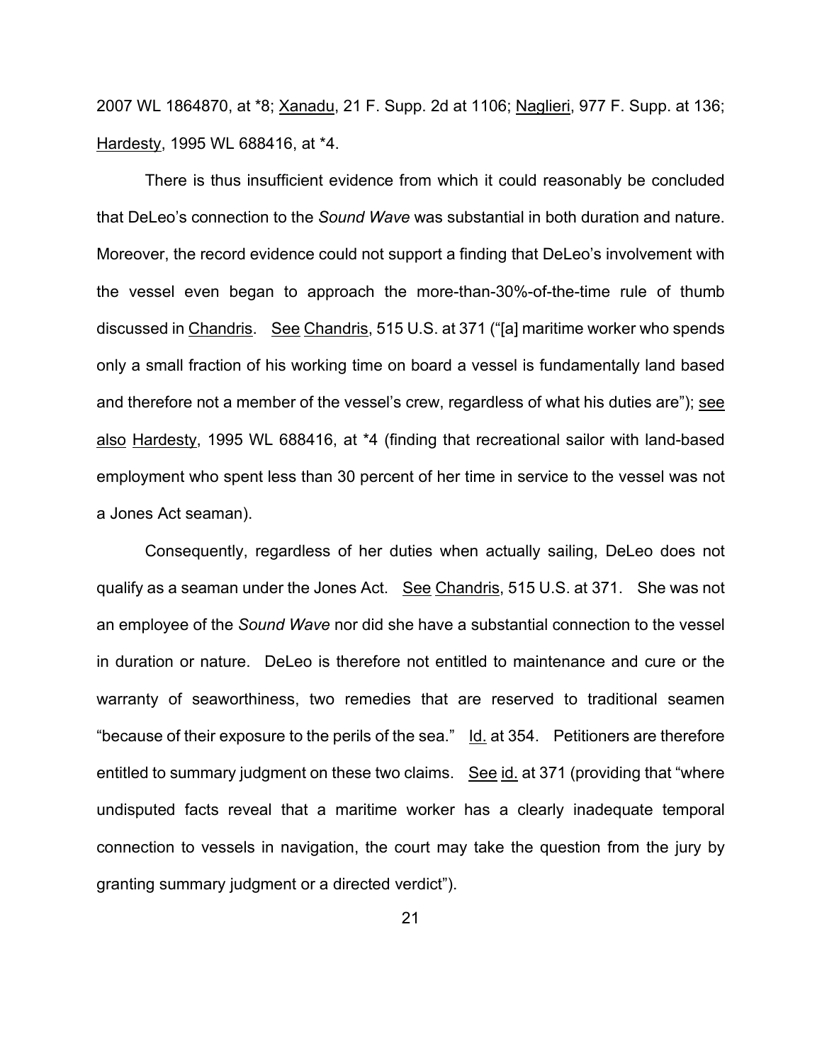2007 WL 1864870, at *8; Xanadu, 21 F. Supp. 2d at 1106; Naglieri, 977 F. Supp. at 136; Hardesty, 1995 WL 688416, at *4.

There is thus insufficient evidence from which it could reasonably be concluded that DeLeo's connection to the *Sound Wave* was substantial in both duration and nature. Moreover, the record evidence could not support a finding that DeLeo's involvement with the vessel even began to approach the more-than-30%-of-the-time rule of thumb discussed in Chandris. See Chandris, 515 U.S. at 371 ("[a] maritime worker who spends only a small fraction of his working time on board a vessel is fundamentally land based and therefore not a member of the vessel's crew, regardless of what his duties are"); see also Hardesty, 1995 WL 688416, at *4 (finding that recreational sailor with land-based employment who spent less than 30 percent of her time in service to the vessel was not a Jones Act seaman).

Consequently, regardless of her duties when actually sailing, DeLeo does not qualify as a seaman under the Jones Act. See Chandris, 515 U.S. at 371. She was not an employee of the *Sound Wave* nor did she have a substantial connection to the vessel in duration or nature. DeLeo is therefore not entitled to maintenance and cure or the warranty of seaworthiness, two remedies that are reserved to traditional seamen "because of their exposure to the perils of the sea." Id. at 354. Petitioners are therefore entitled to summary judgment on these two claims. See id. at 371 (providing that "where undisputed facts reveal that a maritime worker has a clearly inadequate temporal connection to vessels in navigation, the court may take the question from the jury by granting summary judgment or a directed verdict").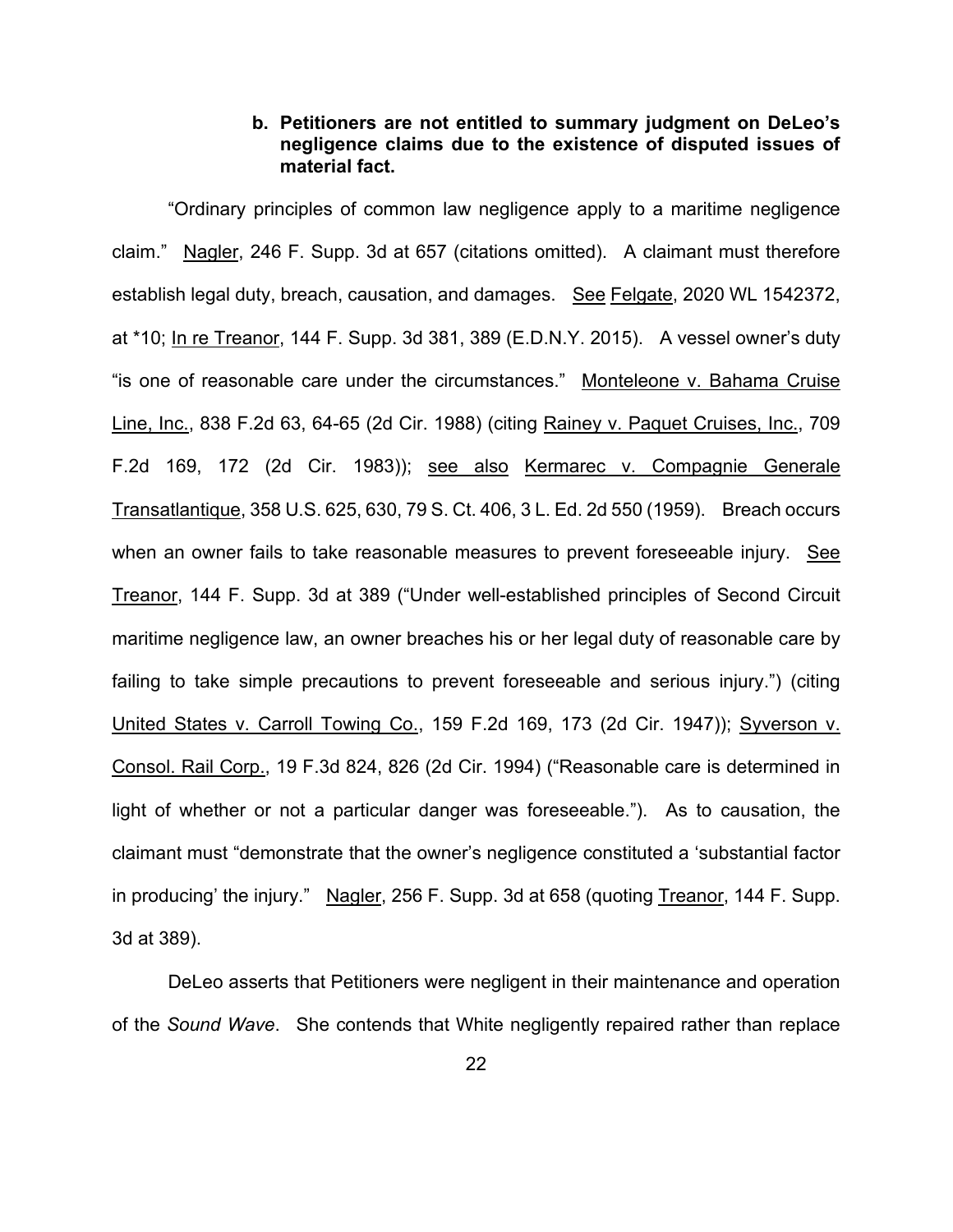**b. Petitioners are not entitled to summary judgment on DeLeo's negligence claims due to the existence of disputed issues of material fact.**

"Ordinary principles of common law negligence apply to a maritime negligence claim." Nagler, 246 F. Supp. 3d at 657 (citations omitted). A claimant must therefore establish legal duty, breach, causation, and damages. See Felgate, 2020 WL 1542372, at *10; In re Treanor, 144 F. Supp. 3d 381, 389 (E.D.N.Y. 2015). A vessel owner's duty "is one of reasonable care under the circumstances." Monteleone v. Bahama Cruise Line, Inc., 838 F.2d 63, 64-65 (2d Cir. 1988) (citing Rainey v. Paquet Cruises, Inc., 709 F.2d 169, 172 (2d Cir. 1983)); see also Kermarec v. Compagnie Generale Transatlantique, 358 U.S. 625, 630, 79 S. Ct. 406, 3 L. Ed. 2d 550 (1959). Breach occurs when an owner fails to take reasonable measures to prevent foreseeable injury. See Treanor, 144 F. Supp. 3d at 389 ("Under well-established principles of Second Circuit maritime negligence law, an owner breaches his or her legal duty of reasonable care by failing to take simple precautions to prevent foreseeable and serious injury.") (citing United States v. Carroll Towing Co., 159 F.2d 169, 173 (2d Cir. 1947)); Syverson v. Consol. Rail Corp., 19 F.3d 824, 826 (2d Cir. 1994) ("Reasonable care is determined in light of whether or not a particular danger was foreseeable."). As to causation, the claimant must "demonstrate that the owner's negligence constituted a 'substantial factor in producing' the injury." Nagler, 256 F. Supp. 3d at 658 (quoting Treanor, 144 F. Supp. 3d at 389).

DeLeo asserts that Petitioners were negligent in their maintenance and operation of the *Sound Wave*. She contends that White negligently repaired rather than replace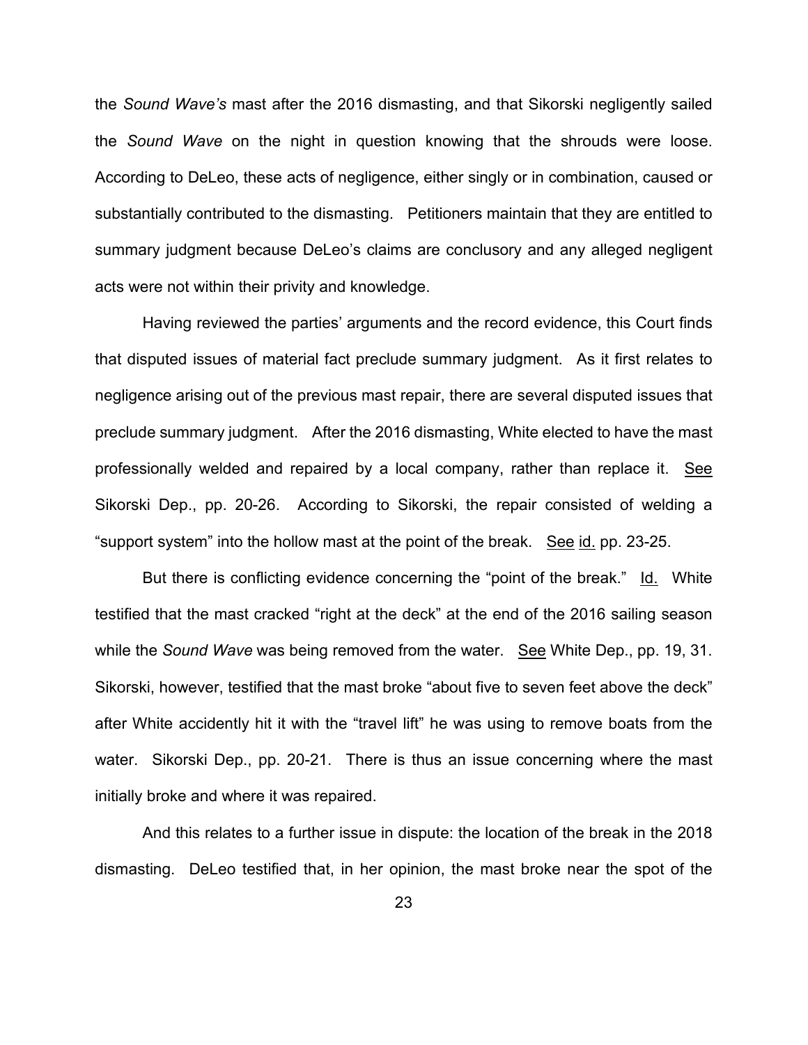the *Sound Wave's* mast after the 2016 dismasting, and that Sikorski negligently sailed the *Sound Wave* on the night in question knowing that the shrouds were loose. According to DeLeo, these acts of negligence, either singly or in combination, caused or substantially contributed to the dismasting. Petitioners maintain that they are entitled to summary judgment because DeLeo's claims are conclusory and any alleged negligent acts were not within their privity and knowledge.

Having reviewed the parties' arguments and the record evidence, this Court finds that disputed issues of material fact preclude summary judgment. As it first relates to negligence arising out of the previous mast repair, there are several disputed issues that preclude summary judgment. After the 2016 dismasting, White elected to have the mast professionally welded and repaired by a local company, rather than replace it. See Sikorski Dep., pp. 20-26. According to Sikorski, the repair consisted of welding a "support system" into the hollow mast at the point of the break. See id. pp. 23-25.

But there is conflicting evidence concerning the "point of the break." Id. White testified that the mast cracked "right at the deck" at the end of the 2016 sailing season while the *Sound Wave* was being removed from the water. See White Dep., pp. 19, 31. Sikorski, however, testified that the mast broke "about five to seven feet above the deck" after White accidently hit it with the "travel lift" he was using to remove boats from the water. Sikorski Dep., pp. 20-21. There is thus an issue concerning where the mast initially broke and where it was repaired.

And this relates to a further issue in dispute: the location of the break in the 2018 dismasting. DeLeo testified that, in her opinion, the mast broke near the spot of the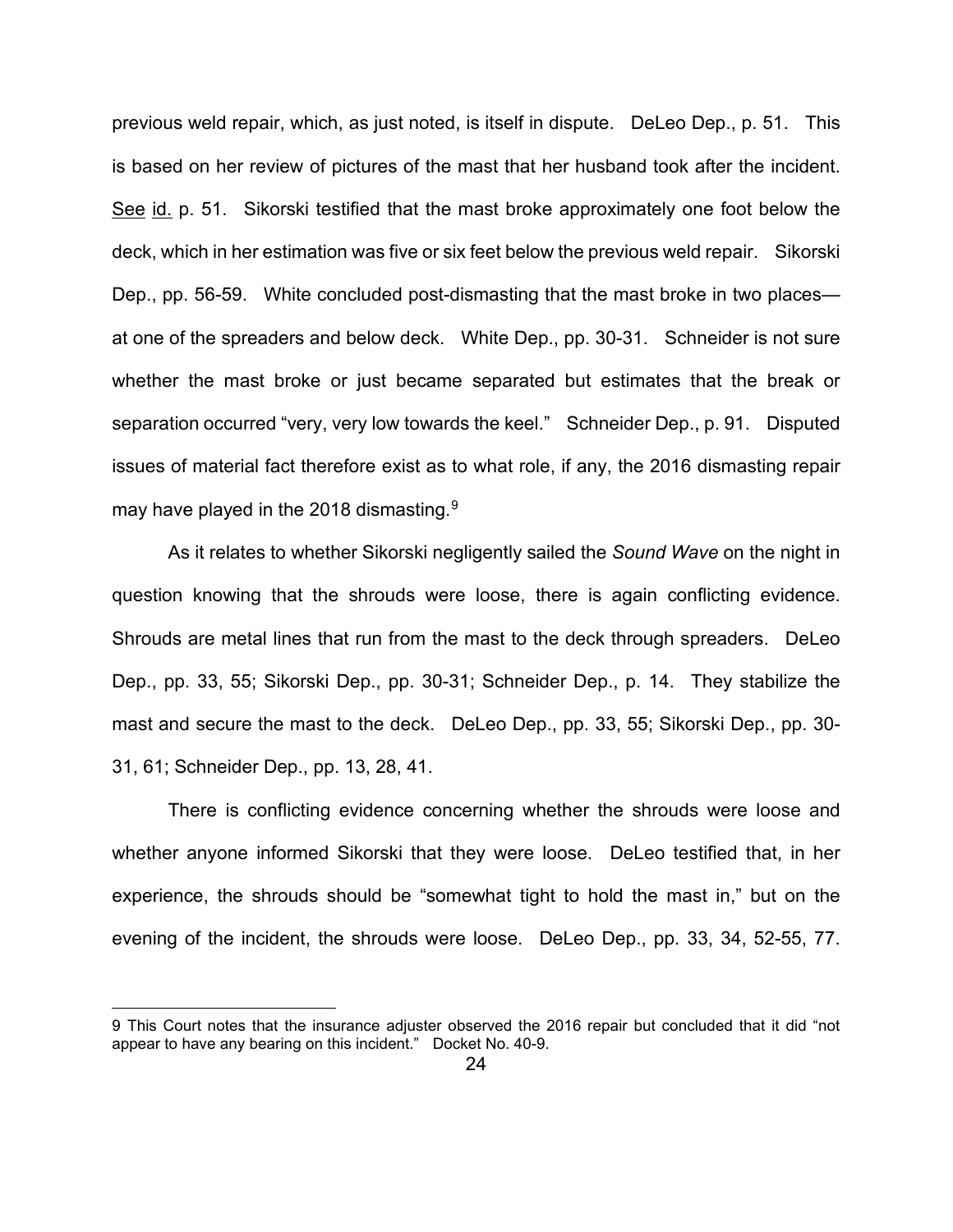previous weld repair, which, as just noted, is itself in dispute. DeLeo Dep., p. 51. This is based on her review of pictures of the mast that her husband took after the incident. See id. p. 51. Sikorski testified that the mast broke approximately one foot below the deck, which in her estimation was five or six feet below the previous weld repair. Sikorski Dep., pp. 56-59. White concluded post-dismasting that the mast broke in two places—at one of the spreaders and below deck. White Dep., pp. 30-31. Schneider is not sure whether the mast broke or just became separated but estimates that the break or separation occurred "very, very low towards the keel." Schneider Dep., p. 91. Disputed issues of material fact therefore exist as to what role, if any, the 2016 dismasting repair may have played in the 2018 dismasting.[9]

As it relates to whether Sikorski negligently sailed the *Sound Wave* on the night in question knowing that the shrouds were loose, there is again conflicting evidence. Shrouds are metal lines that run from the mast to the deck through spreaders. DeLeo Dep., pp. 33, 55; Sikorski Dep., pp. 30-31; Schneider Dep., p. 14. They stabilize the mast and secure the mast to the deck. DeLeo Dep., pp. 33, 55; Sikorski Dep., pp. 30-31, 61; Schneider Dep., pp. 13, 28, 41.

There is conflicting evidence concerning whether the shrouds were loose and whether anyone informed Sikorski that they were loose. DeLeo testified that, in her experience, the shrouds should be "somewhat tight to hold the mast in," but on the evening of the incident, the shrouds were loose. DeLeo Dep., pp. 33, 34, 52-55, 77.

---

9 This Court notes that the insurance adjuster observed the 2016 repair but concluded that it did "not appear to have any bearing on this incident." Docket No. 40-9.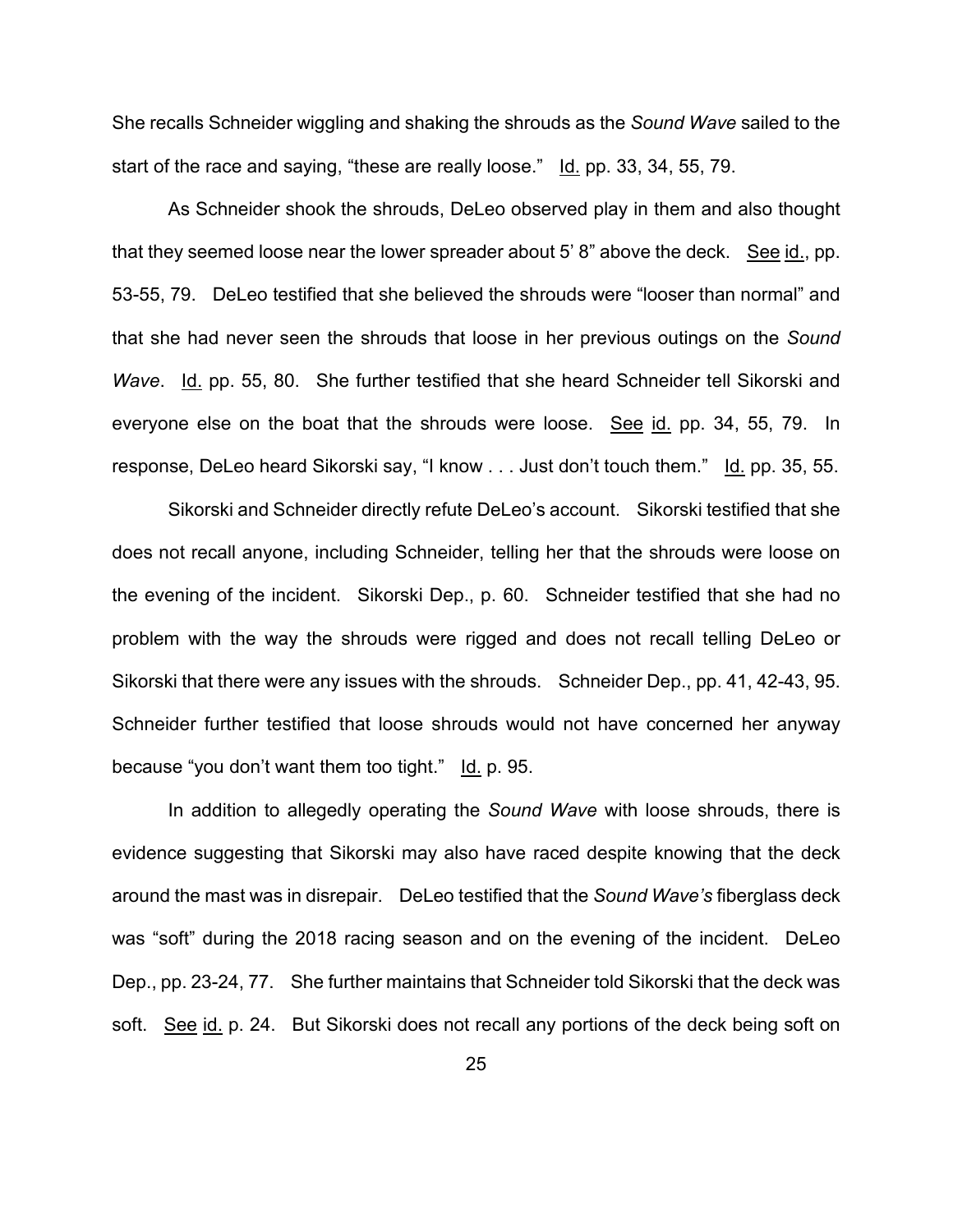She recalls Schneider wiggling and shaking the shrouds as the *Sound Wave* sailed to the start of the race and saying, "these are really loose." Id. pp. 33, 34, 55, 79.

As Schneider shook the shrouds, DeLeo observed play in them and also thought that they seemed loose near the lower spreader about 5' 8" above the deck. See id., pp. 53-55, 79. DeLeo testified that she believed the shrouds were "looser than normal" and that she had never seen the shrouds that loose in her previous outings on the *Sound Wave*. Id. pp. 55, 80. She further testified that she heard Schneider tell Sikorski and everyone else on the boat that the shrouds were loose. See id. pp. 34, 55, 79. In response, DeLeo heard Sikorski say, "I know . . . Just don't touch them." Id. pp. 35, 55.

Sikorski and Schneider directly refute DeLeo's account. Sikorski testified that she does not recall anyone, including Schneider, telling her that the shrouds were loose on the evening of the incident. Sikorski Dep., p. 60. Schneider testified that she had no problem with the way the shrouds were rigged and does not recall telling DeLeo or Sikorski that there were any issues with the shrouds. Schneider Dep., pp. 41, 42-43, 95. Schneider further testified that loose shrouds would not have concerned her anyway because "you don't want them too tight." Id. p. 95.

In addition to allegedly operating the *Sound Wave* with loose shrouds, there is evidence suggesting that Sikorski may also have raced despite knowing that the deck around the mast was in disrepair. DeLeo testified that the *Sound Wave's* fiberglass deck was "soft" during the 2018 racing season and on the evening of the incident. DeLeo Dep., pp. 23-24, 77. She further maintains that Schneider told Sikorski that the deck was soft. See id. p. 24. But Sikorski does not recall any portions of the deck being soft on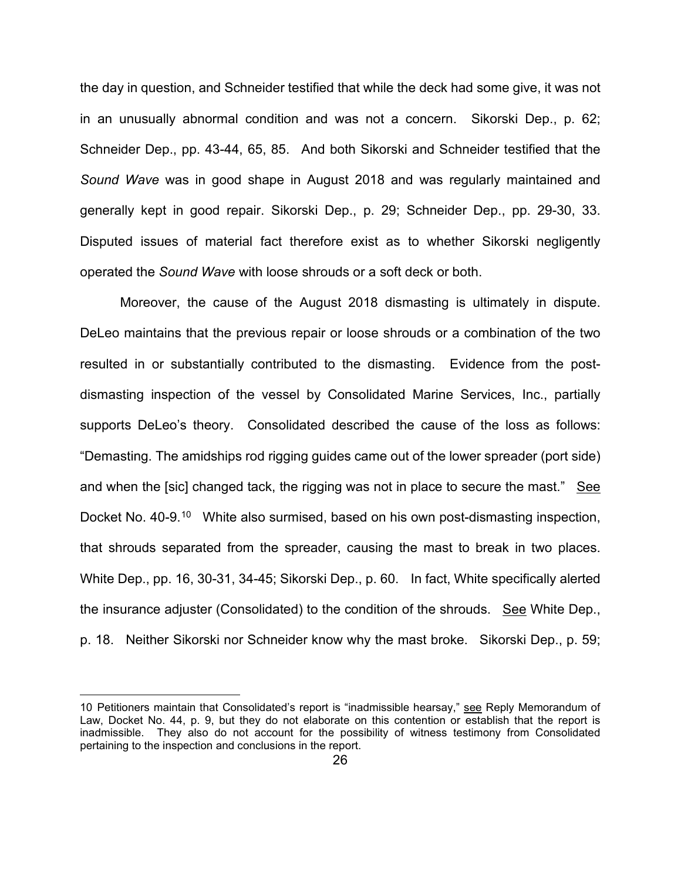the day in question, and Schneider testified that while the deck had some give, it was not in an unusually abnormal condition and was not a concern. Sikorski Dep., p. 62; Schneider Dep., pp. 43-44, 65, 85. And both Sikorski and Schneider testified that the *Sound Wave* was in good shape in August 2018 and was regularly maintained and generally kept in good repair. Sikorski Dep., p. 29; Schneider Dep., pp. 29-30, 33. Disputed issues of material fact therefore exist as to whether Sikorski negligently operated the *Sound Wave* with loose shrouds or a soft deck or both.

Moreover, the cause of the August 2018 dismasting is ultimately in dispute. DeLeo maintains that the previous repair or loose shrouds or a combination of the two resulted in or substantially contributed to the dismasting. Evidence from the post-dismasting inspection of the vessel by Consolidated Marine Services, Inc., partially supports DeLeo's theory. Consolidated described the cause of the loss as follows: "Demasting. The amidships rod rigging guides came out of the lower spreader (port side) and when the [sic] changed tack, the rigging was not in place to secure the mast." See Docket No. 40-9.[10] White also surmised, based on his own post-dismasting inspection, that shrouds separated from the spreader, causing the mast to break in two places. White Dep., pp. 16, 30-31, 34-45; Sikorski Dep., p. 60. In fact, White specifically alerted the insurance adjuster (Consolidated) to the condition of the shrouds. See White Dep., p. 18. Neither Sikorski nor Schneider know why the mast broke. Sikorski Dep., p. 59;

---

10 Petitioners maintain that Consolidated's report is "inadmissible hearsay," see Reply Memorandum of Law, Docket No. 44, p. 9, but they do not elaborate on this contention or establish that the report is inadmissible. They also do not account for the possibility of witness testimony from Consolidated pertaining to the inspection and conclusions in the report.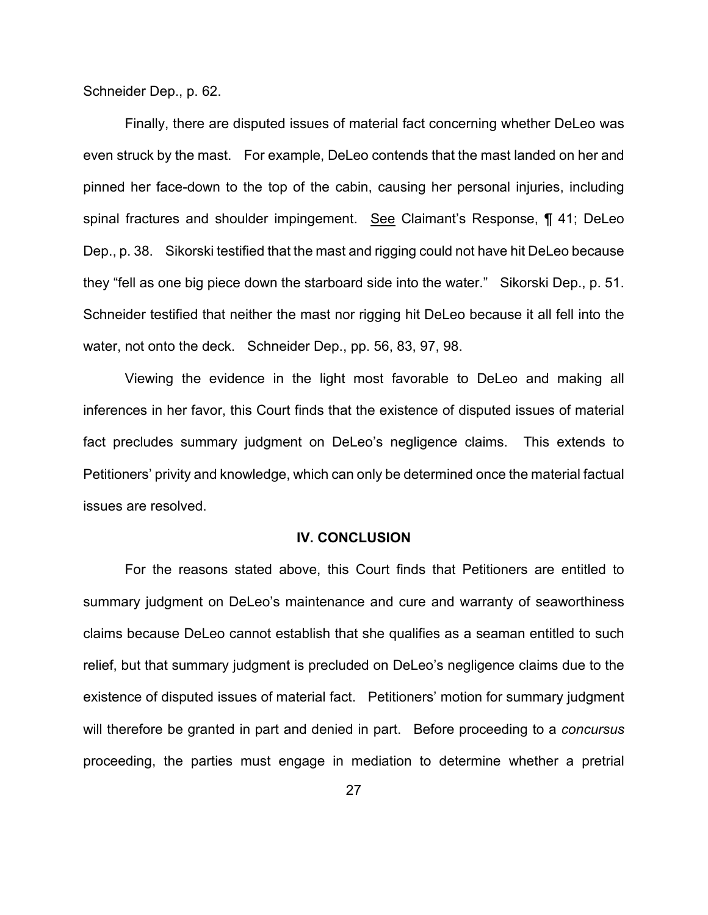Schneider Dep., p. 62.

Finally, there are disputed issues of material fact concerning whether DeLeo was even struck by the mast. For example, DeLeo contends that the mast landed on her and pinned her face-down to the top of the cabin, causing her personal injuries, including spinal fractures and shoulder impingement. See Claimant's Response, ¶ 41; DeLeo Dep., p. 38. Sikorski testified that the mast and rigging could not have hit DeLeo because they "fell as one big piece down the starboard side into the water." Sikorski Dep., p. 51. Schneider testified that neither the mast nor rigging hit DeLeo because it all fell into the water, not onto the deck. Schneider Dep., pp. 56, 83, 97, 98.

Viewing the evidence in the light most favorable to DeLeo and making all inferences in her favor, this Court finds that the existence of disputed issues of material fact precludes summary judgment on DeLeo's negligence claims. This extends to Petitioners' privity and knowledge, which can only be determined once the material factual issues are resolved.

## IV. CONCLUSION

For the reasons stated above, this Court finds that Petitioners are entitled to summary judgment on DeLeo's maintenance and cure and warranty of seaworthiness claims because DeLeo cannot establish that she qualifies as a seaman entitled to such relief, but that summary judgment is precluded on DeLeo's negligence claims due to the existence of disputed issues of material fact. Petitioners' motion for summary judgment will therefore be granted in part and denied in part. Before proceeding to a *concursus* proceeding, the parties must engage in mediation to determine whether a pretrial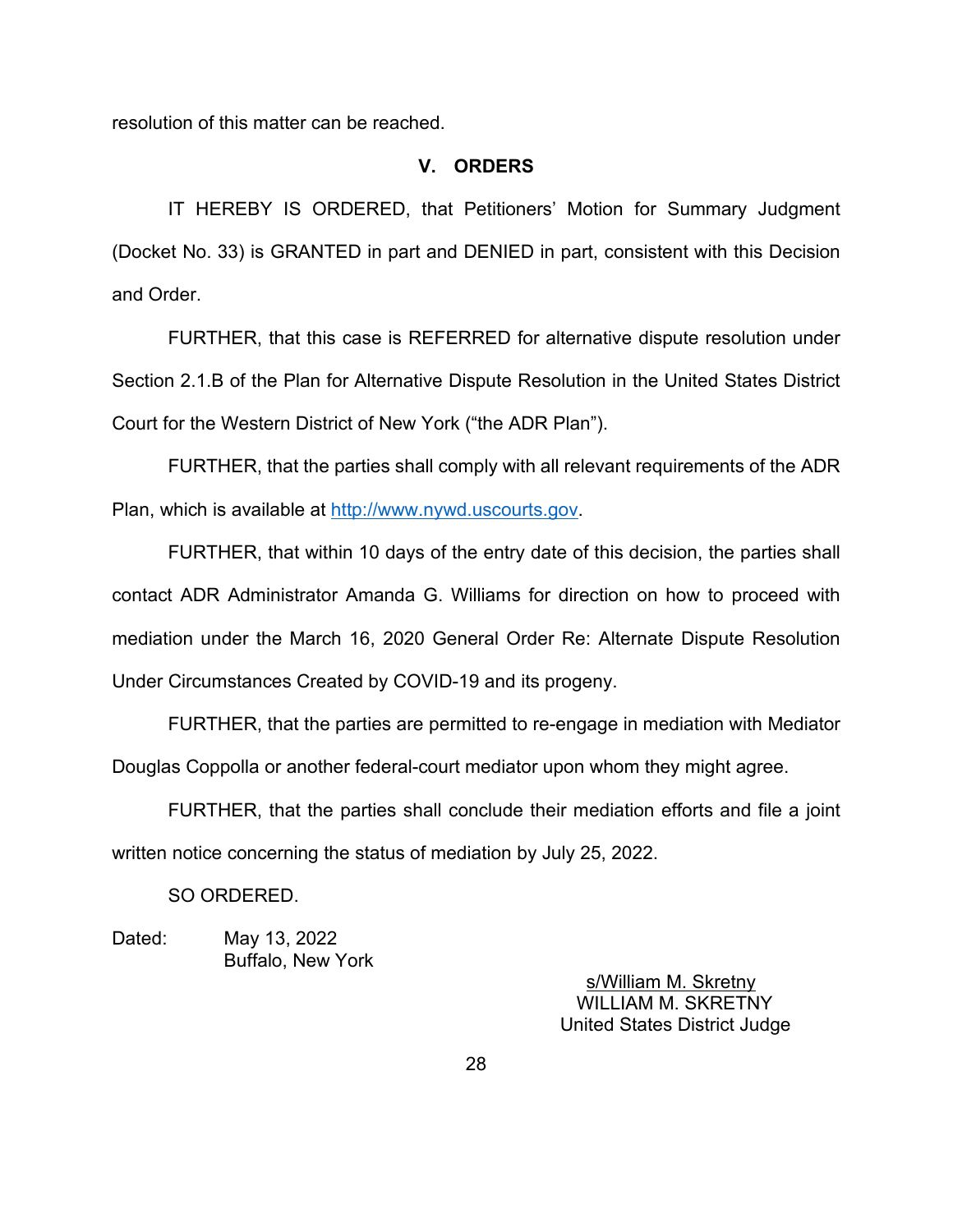resolution of this matter can be reached.

## V. ORDERS

IT HEREBY IS ORDERED, that Petitioners' Motion for Summary Judgment (Docket No. 33) is GRANTED in part and DENIED in part, consistent with this Decision and Order.

FURTHER, that this case is REFERRED for alternative dispute resolution under Section 2.1.B of the Plan for Alternative Dispute Resolution in the United States District Court for the Western District of New York ("the ADR Plan").

FURTHER, that the parties shall comply with all relevant requirements of the ADR Plan, which is available at http://www.nywd.uscourts.gov.

FURTHER, that within 10 days of the entry date of this decision, the parties shall contact ADR Administrator Amanda G. Williams for direction on how to proceed with mediation under the March 16, 2020 General Order Re: Alternate Dispute Resolution Under Circumstances Created by COVID-19 and its progeny.

FURTHER, that the parties are permitted to re-engage in mediation with Mediator Douglas Coppolla or another federal-court mediator upon whom they might agree.

FURTHER, that the parties shall conclude their mediation efforts and file a joint written notice concerning the status of mediation by July 25, 2022.

SO ORDERED.

Dated: May 13, 2022
Buffalo, New York

s/William M. Skretny
WILLIAM M. SKRETNY
United States District Judge